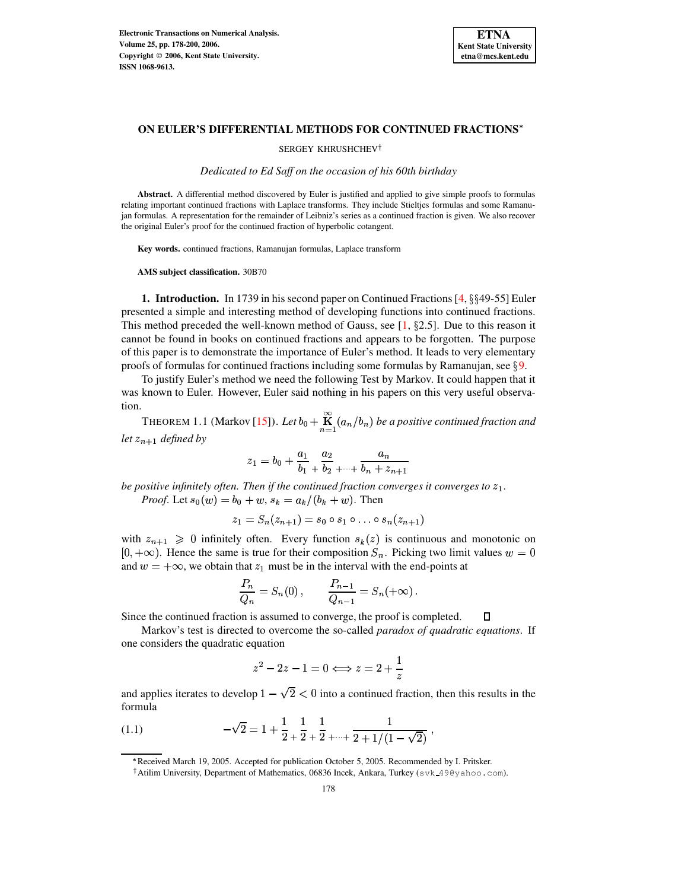# ON EULER'S DIFFERENTIAL METHODS FOR CONTINUED FRACTIONS*

SERGEY KHRUSHCHEV†

*Dedicated to Ed Saff on the occasion of his 60th birthday*

**Abstract.** A differential method discovered by Euler is justified and applied to give simple proofs to formulas relating important continued fractions with Laplace transforms. They include Stieltjes formulas and some Ramanujan formulas. A representation for the remainder of Leibniz's series as a continued fraction is given. We also recover the original Euler's proof for the continued fraction of hyperbolic cotangent.

**Key words.** continued fractions, Ramanujan formulas, Laplace transform

**AMS subject classification.** 30B70

## 1. Introduction.

In 1739 in his second paper on Continued Fractions [4, §§49-55] Euler presented a simple and interesting method of developing functions into continued fractions. This method preceded the well-known method of Gauss, see [1, §2.5]. Due to this reason it cannot be found in books on continued fractions and appears to be forgotten. The purpose of this paper is to demonstrate the importance of Euler's method. It leads to very elementary proofs of formulas for continued fractions including some formulas by Ramanujan, see §9.

To justify Euler's method we need the following Test by Markov. It could happen that it was known to Euler. However, Euler said nothing in his papers on this very useful observation.

THEOREM 1.1 (Markov [15]). *Let $b_0 + \mathop{\mathbf{K}}\limits_{n=1}^{\infty}(a_n/b_n)$ be a positive continued fraction and let $z_{n+1}$ defined by*

$$z_1 = b_0 + \frac{a_1}{b_1} \, \frac{a_2}{+\, b_2} \, {+\cdots+} \, \frac{a_n}{b_n + z_{n+1}}$$

*be positive infinitely often. Then if the continued fraction converges it converges to $z_1$.*

*Proof.* Let $s_0(w) = b_0 + w$, $s_k = a_k/(b_k + w)$. Then

$$z_1 = S_n(z_{n+1}) = s_0 \circ s_1 \circ \ldots \circ s_n(z_{n+1})$$

with $z_{n+1} \geqslant 0$ infinitely often. Every function $s_k(z)$ is continuous and monotonic on $[0, +\infty)$. Hence the same is true for their composition $S_n$. Picking two limit values $w = 0$ and $w = +\infty$, we obtain that $z_1$ must be in the interval with the end-points at

$$\frac{P_n}{Q_n} = S_n(0)\,, \qquad \frac{P_{n-1}}{Q_{n-1}} = S_n(+\infty)\,.$$

Since the continued fraction is assumed to converge, the proof is completed. □

Markov's test is directed to overcome the so-called *paradox of quadratic equations*. If one considers the quadratic equation

$$z^2 - 2z - 1 = 0 \Longleftrightarrow z = 2 + \frac{1}{z}$$

and applies iterates to develop $1 - \sqrt{2} < 0$ into a continued fraction, then this results in the formula

$$-\sqrt{2} = 1 + \frac{1}{2} \, \frac{1}{+\, 2} \, \frac{1}{+\, 2} \, {+\cdots+} \, \frac{1}{2 + 1/(1-\sqrt{2})}\,, \tag{1.1}$$

---

*Received March 19, 2005. Accepted for publication October 5, 2005. Recommended by I. Pritsker.

†Atilim University, Department of Mathematics, 06836 Incek, Ankara, Turkey (svk_49@yahoo.com).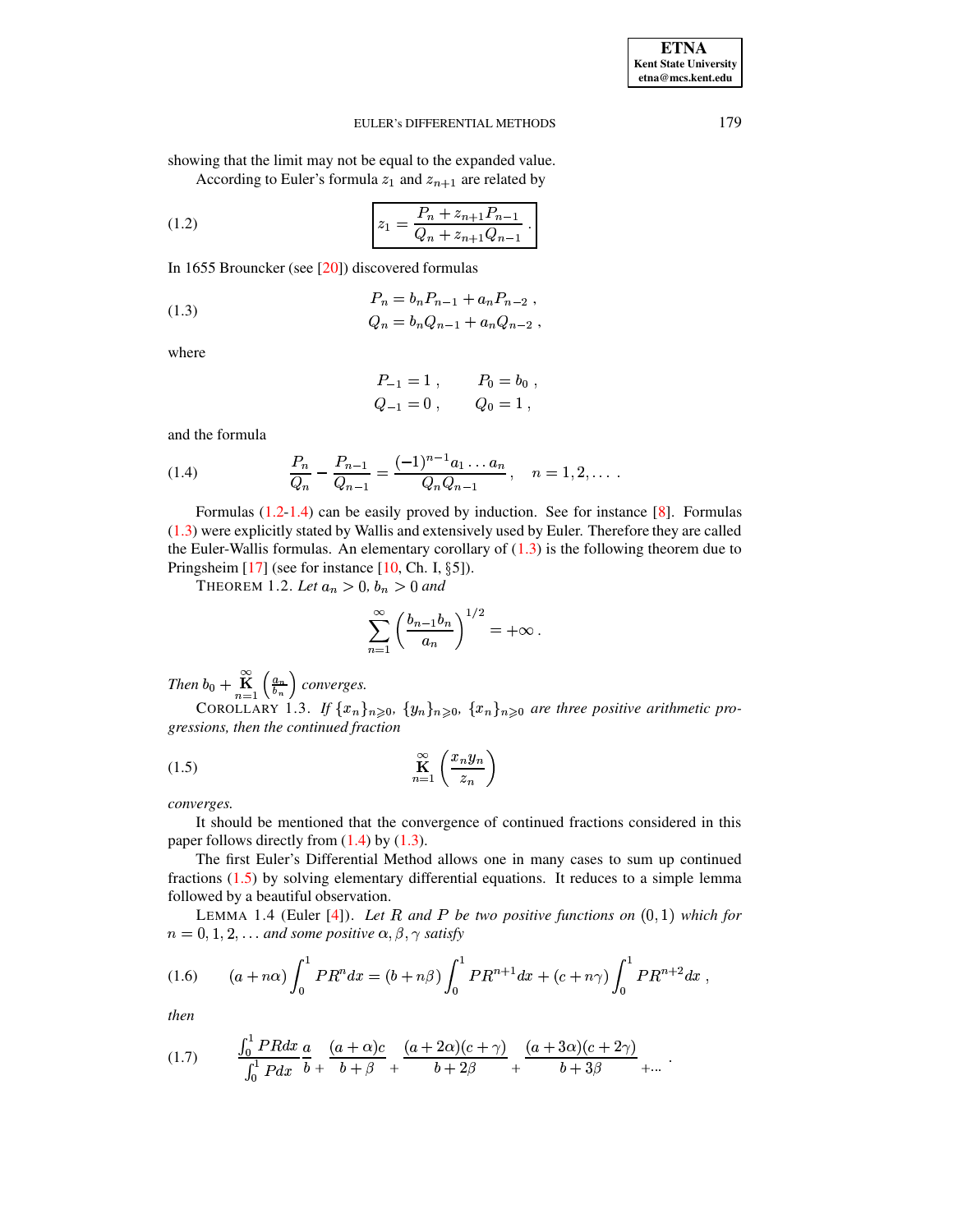showing that the limit may not be equal to the expanded value.

According to Euler's formula $z_1$ and $z_{n+1}$ are related by

$$z_1 = \frac{P_n + z_{n+1}P_{n-1}}{Q_n + z_{n+1}Q_{n-1}} . \tag{1.2}$$

In 1655 Brouncker (see [20]) discovered formulas

$$\begin{aligned} P_n &= b_n P_{n-1} + a_n P_{n-2} , \\ Q_n &= b_n Q_{n-1} + a_n Q_{n-2} , \end{aligned} \tag{1.3}$$

where

$$\begin{aligned} P_{-1} &= 1 , \qquad P_0 = b_0 , \\ Q_{-1} &= 0 , \qquad Q_0 = 1 , \end{aligned}$$

and the formula

$$\frac{P_n}{Q_n} - \frac{P_{n-1}}{Q_{n-1}} = \frac{(-1)^{n-1} a_1 \ldots a_n}{Q_n Q_{n-1}}, \quad n = 1, 2, \ldots . \tag{1.4}$$

Formulas (1.2-1.4) can be easily proved by induction. See for instance [8]. Formulas (1.3) were explicitly stated by Wallis and extensively used by Euler. Therefore they are called the Euler-Wallis formulas. An elementary corollary of (1.3) is the following theorem due to Pringsheim [17] (see for instance [10, Ch. I, §5]).

THEOREM 1.2. *Let $a_n > 0$, $b_n > 0$ and*

$$\sum_{n=1}^{\infty} \left( \frac{b_{n-1} b_n}{a_n} \right)^{1/2} = +\infty .$$

*Then $b_0 + \mathop{\mathbf{K}}_{n=1}^{\infty} \left( \frac{a_n}{b_n} \right)$ converges.*

COROLLARY 1.3. *If $\{x_n\}_{n \geqslant 0}$, $\{y_n\}_{n \geqslant 0}$, $\{x_n\}_{n \geqslant 0}$ are three positive arithmetic progressions, then the continued fraction*

$$\mathop{\mathbf{K}}_{n=1}^{\infty} \left( \frac{x_n y_n}{z_n} \right) \tag{1.5}$$

*converges.*

It should be mentioned that the convergence of continued fractions considered in this paper follows directly from (1.4) by (1.3).

The first Euler's Differential Method allows one in many cases to sum up continued fractions (1.5) by solving elementary differential equations. It reduces to a simple lemma followed by a beautiful observation.

LEMMA 1.4 (Euler [4]). *Let $R$ and $P$ be two positive functions on $(0, 1)$ which for $n = 0, 1, 2, \ldots$ and some positive $\alpha, \beta, \gamma$ satisfy*

$$(a + n\alpha) \int_0^1 PR^n dx = (b + n\beta) \int_0^1 PR^{n+1} dx + (c + n\gamma) \int_0^1 PR^{n+2} dx , \tag{1.6}$$

*then*

$$\frac{\int_0^1 PRdx}{\int_0^1 Pdx} \frac{a}{b +} \frac{(a+\alpha)c}{b+\beta} + \frac{(a+2\alpha)(c+\gamma)}{b+2\beta} + \frac{(a+3\alpha)(c+2\gamma)}{b+3\beta} + \ldots . \tag{1.7}$$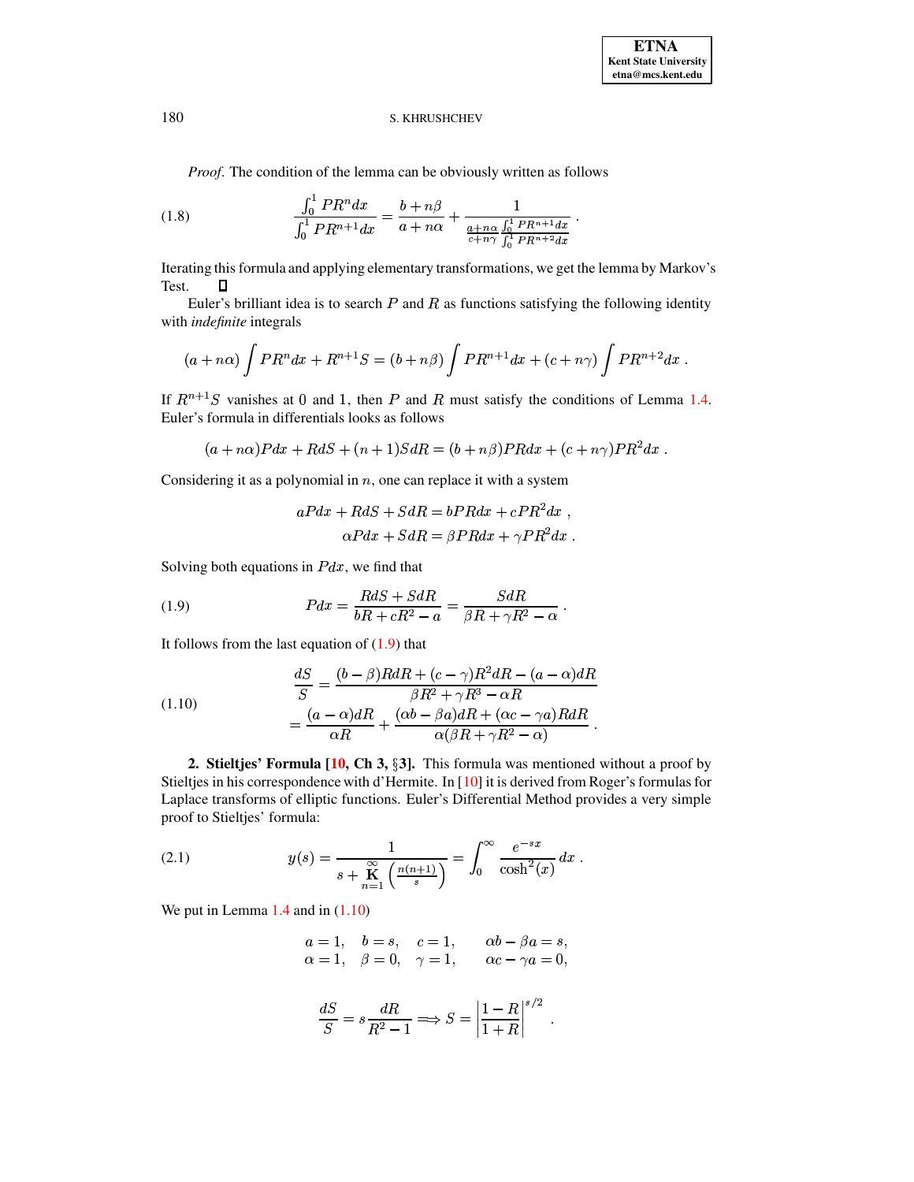*Proof.* The condition of the lemma can be obviously written as follows

$$\frac{\int_0^1 PR^n dx}{\int_0^1 PR^{n+1} dx} = \frac{b+n\beta}{a+n\alpha} + \frac{1}{\frac{a+n\alpha}{c+n\gamma}\frac{\int_0^1 PR^{n+1}dx}{\int_0^1 PR^{n+2}dx}} . \tag{1.8}$$

Iterating this formula and applying elementary transformations, we get the lemma by Markov's Test. ☐

Euler's brilliant idea is to search $P$ and $R$ as functions satisfying the following identity with *indefinite* integrals

$$(a+n\alpha)\int PR^n dx + R^{n+1}S = (b+n\beta)\int PR^{n+1}dx + (c+n\gamma)\int PR^{n+2}dx .$$

If $R^{n+1}S$ vanishes at $0$ and $1$, then $P$ and $R$ must satisfy the conditions of Lemma 1.4. Euler's formula in differentials looks as follows

$$(a+n\alpha)Pdx + RdS + (n+1)SdR = (b+n\beta)PRdx + (c+n\gamma)PR^2dx .$$

Considering it as a polynomial in $n$, one can replace it with a system

$$\begin{aligned} aPdx + RdS + SdR &= bPRdx + cPR^2dx , \\ \alpha Pdx + SdR &= \beta PRdx + \gamma PR^2 dx . \end{aligned}$$

Solving both equations in $Pdx$, we find that

$$Pdx = \frac{RdS + SdR}{bR + cR^2 - a} = \frac{SdR}{\beta R + \gamma R^2 - \alpha} . \tag{1.9}$$

It follows from the last equation of (1.9) that

$$\begin{aligned} \frac{dS}{S} &= \frac{(b-\beta)RdR + (c-\gamma)R^2dR - (a-\alpha)dR}{\beta R^2 + \gamma R^3 - \alpha R} \\ &= \frac{(a-\alpha)dR}{\alpha R} + \frac{(\alpha b - \beta a)dR + (\alpha c - \gamma a)RdR}{\alpha(\beta R + \gamma R^2 - \alpha)} . \end{aligned} \tag{1.10}$$

**2. Stieltjes' Formula [10, Ch 3, §3].** This formula was mentioned without a proof by Stieltjes in his correspondence with d'Hermite. In [10] it is derived from Roger's formulas for Laplace transforms of elliptic functions. Euler's Differential Method provides a very simple proof to Stieltjes' formula:

$$y(s) = \frac{1}{s + \underset{n=1}{\overset{\infty}{\mathbf{K}}}\left(\frac{n(n+1)}{s}\right)} = \int_0^\infty \frac{e^{-sx}}{\cosh^2(x)}\,dx . \tag{2.1}$$

We put in Lemma 1.4 and in (1.10)

$$\begin{aligned} &a = 1, \quad b = s, \quad c = 1, \qquad \alpha b - \beta a = s, \\ &\alpha = 1, \quad \beta = 0, \quad \gamma = 1, \qquad \alpha c - \gamma a = 0, \end{aligned}$$

$$\frac{dS}{S} = s\frac{dR}{R^2 - 1} \Longrightarrow S = \left|\frac{1-R}{1+R}\right|^{s/2} .$$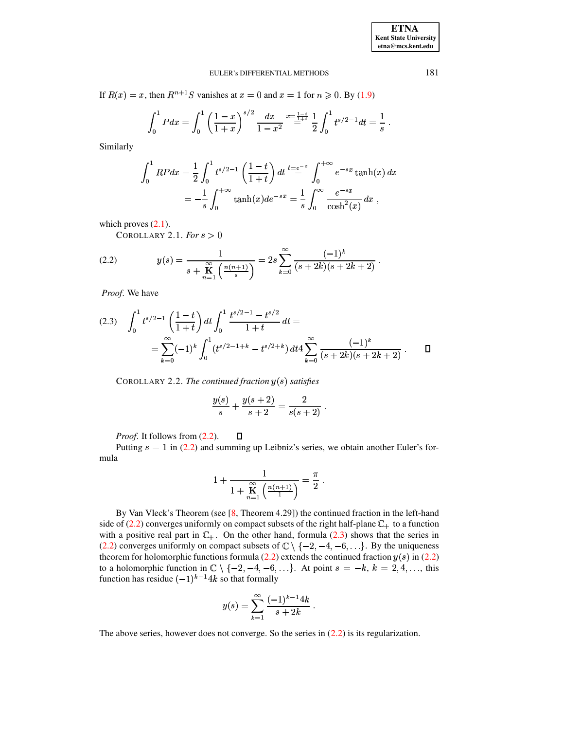If $R(x) = x$, then $R^{n+1}S$ vanishes at $x = 0$ and $x = 1$ for $n \geqslant 0$. By (1.9)

$$\int_0^1 P dx = \int_0^1 \left(\frac{1-x}{1+x}\right)^{s/2} \frac{dx}{1-x^2} \overset{x=\frac{1-t}{1+t}}{=} \frac{1}{2}\int_0^1 t^{s/2-1} dt = \frac{1}{s} .$$

Similarly

$$\int_0^1 RP dx = \frac{1}{2}\int_0^1 t^{s/2-1}\left(\frac{1-t}{1+t}\right) dt \overset{t=e^{-x}}{=} \int_0^{+\infty} e^{-sx}\tanh(x)\, dx$$
$$= -\frac{1}{s}\int_0^{+\infty} \tanh(x) de^{-sx} = \frac{1}{s}\int_0^{\infty} \frac{e^{-sx}}{\cosh^2(x)} dx ,$$

which proves (2.1).

COROLLARY 2.1. *For $s > 0$*

$$y(s) = \frac{1}{s + \underset{n=1}{\overset{\infty}{\mathbf{K}}}\left(\frac{n(n+1)}{s}\right)} = 2s\sum_{k=0}^{\infty} \frac{(-1)^k}{(s+2k)(s+2k+2)} . \tag{2.2}$$

*Proof*. We have

$$\int_0^1 t^{s/2-1}\left(\frac{1-t}{1+t}\right) dt \int_0^1 \frac{t^{s/2-1} - t^{s/2}}{1+t} dt = \tag{2.3}$$
$$= \sum_{k=0}^{\infty}(-1)^k \int_0^1 (t^{s/2-1+k} - t^{s/2+k})\, dt 4\sum_{k=0}^{\infty} \frac{(-1)^k}{(s+2k)(s+2k+2)} . \qquad \square$$

COROLLARY 2.2. *The continued fraction $y(s)$ satisfies*

$$\frac{y(s)}{s} + \frac{y(s+2)}{s+2} = \frac{2}{s(s+2)} .$$

*Proof*. It follows from (2.2). $\square$

Putting $s = 1$ in (2.2) and summing up Leibniz's series, we obtain another Euler's formula

$$1 + \frac{1}{1 + \underset{n=1}{\overset{\infty}{\mathbf{K}}}\left(\frac{n(n+1)}{1}\right)} = \frac{\pi}{2} .$$

By Van Vleck's Theorem (see [8, Theorem 4.29]) the continued fraction in the left-hand side of (2.2) converges uniformly on compact subsets of the right half-plane $\mathbb{C}_+$ to a function with a positive real part in $\mathbb{C}_+$. On the other hand, formula (2.3) shows that the series in (2.2) converges uniformly on compact subsets of $\mathbb{C} \setminus \{-2, -4, -6, \ldots\}$. By the uniqueness theorem for holomorphic functions formula (2.2) extends the continued fraction $y(s)$ in (2.2) to a holomorphic function in $\mathbb{C} \setminus \{-2, -4, -6, \ldots\}$. At point $s = -k$, $k = 2, 4, \ldots$, this function has residue $(-1)^{k-1}4k$ so that formally

$$y(s) = \sum_{k=1}^{\infty} \frac{(-1)^{k-1}4k}{s+2k} .$$

The above series, however does not converge. So the series in (2.2) is its regularization.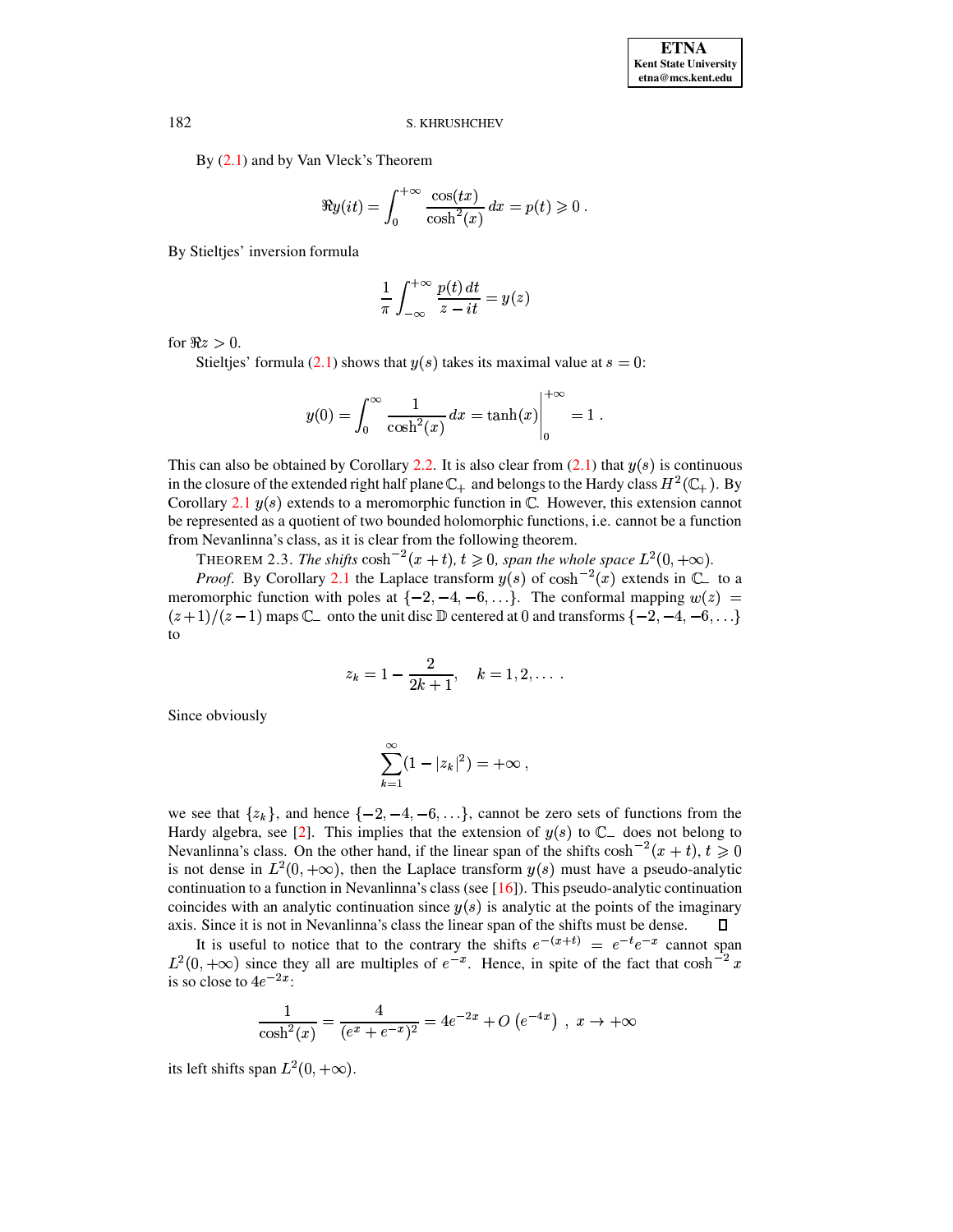By (2.1) and by Van Vleck's Theorem

$$\Re y(it) = \int_0^{+\infty} \frac{\cos(tx)}{\cosh^2(x)}\,dx = p(t) \geqslant 0\,.$$

By Stieltjes' inversion formula

$$\frac{1}{\pi}\int_{-\infty}^{+\infty} \frac{p(t)\,dt}{z - it} = y(z)$$

for $\Re z > 0$.

Stieltjes' formula (2.1) shows that $y(s)$ takes its maximal value at $s = 0$:

$$y(0) = \int_0^{\infty} \frac{1}{\cosh^2(x)}\,dx = \tanh(x)\Big|_0^{+\infty} = 1\,.$$

This can also be obtained by Corollary 2.2. It is also clear from (2.1) that $y(s)$ is continuous in the closure of the extended right half plane $\mathbb{C}_+$ and belongs to the Hardy class $H^2(\mathbb{C}_+)$. By Corollary 2.1 $y(s)$ extends to a meromorphic function in $\mathbb{C}$. However, this extension cannot be represented as a quotient of two bounded holomorphic functions, i.e. cannot be a function from Nevanlinna's class, as it is clear from the following theorem.

THEOREM 2.3. *The shifts* $\cosh^{-2}(x+t)$, $t \geqslant 0$, *span the whole space* $L^2(0, +\infty)$.

*Proof*. By Corollary 2.1 the Laplace transform $y(s)$ of $\cosh^{-2}(x)$ extends in $\mathbb{C}_-$ to a meromorphic function with poles at $\{-2, -4, -6, \ldots\}$. The conformal mapping $w(z) = (z+1)/(z-1)$ maps $\mathbb{C}_-$ onto the unit disc $\mathbb{D}$ centered at $0$ and transforms $\{-2, -4, -6, \ldots\}$ to

$$z_k = 1 - \frac{2}{2k+1}, \quad k = 1, 2, \ldots\,.$$

Since obviously

$$\sum_{k=1}^{\infty}(1 - |z_k|^2) = +\infty\,,$$

we see that $\{z_k\}$, and hence $\{-2, -4, -6, \ldots\}$, cannot be zero sets of functions from the Hardy algebra, see [2]. This implies that the extension of $y(s)$ to $\mathbb{C}_-$ does not belong to Nevanlinna's class. On the other hand, if the linear span of the shifts $\cosh^{-2}(x+t)$, $t \geqslant 0$ is not dense in $L^2(0, +\infty)$, then the Laplace transform $y(s)$ must have a pseudo-analytic continuation to a function in Nevanlinna's class (see [16]). This pseudo-analytic continuation coincides with an analytic continuation since $y(s)$ is analytic at the points of the imaginary axis. Since it is not in Nevanlinna's class the linear span of the shifts must be dense. $\square$

It is useful to notice that to the contrary the shifts $e^{-(x+t)} = e^{-t}e^{-x}$ cannot span $L^2(0, +\infty)$ since they all are multiples of $e^{-x}$. Hence, in spite of the fact that $\cosh^{-2} x$ is so close to $4e^{-2x}$:

$$\frac{1}{\cosh^2(x)} = \frac{4}{(e^x + e^{-x})^2} = 4e^{-2x} + O\left(e^{-4x}\right)\,,\ x \to +\infty$$

its left shifts span $L^2(0, +\infty)$.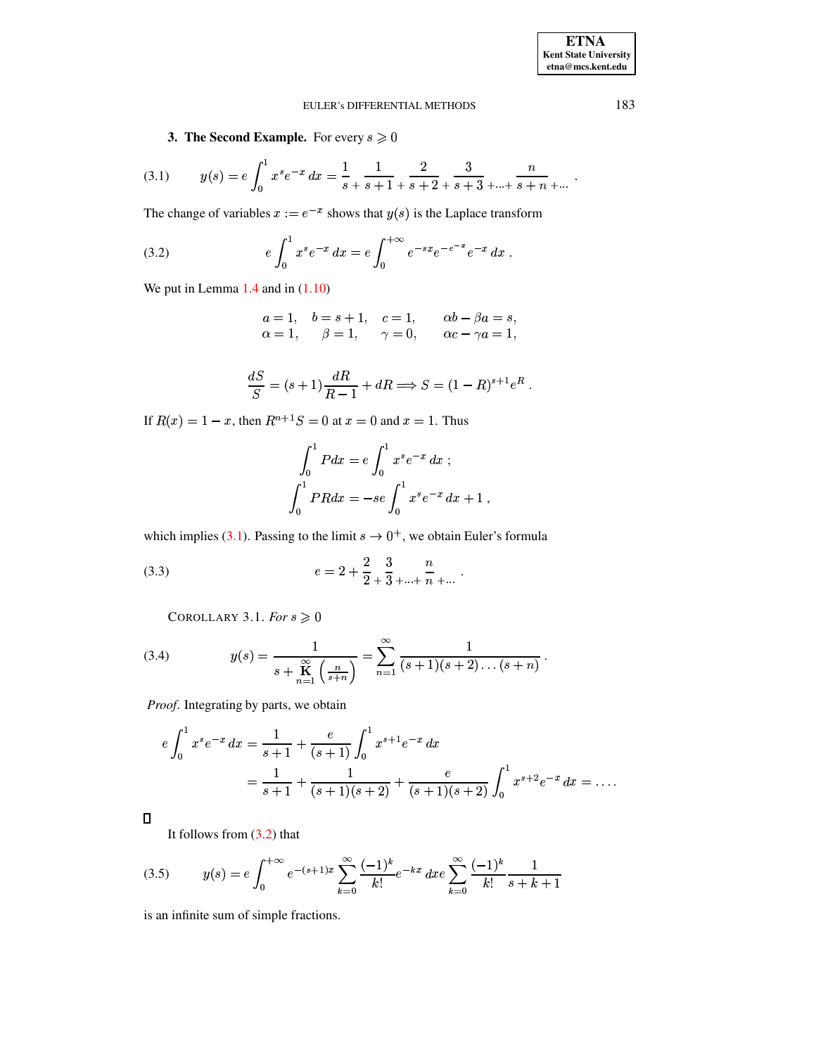## 3. The Second Example.

**3. The Second Example.** For every $s \geqslant 0$

$$y(s) = e\int_0^1 x^s e^{-x}\,dx = \frac{1}{s} \frac{1}{+\,s+1} \frac{2}{+\,s+2} \frac{3}{+\,s+3} \frac{}{+\ldots+} \frac{n}{s+n} \frac{}{+\ldots} \,. \tag{3.1}$$

The change of variables $x := e^{-x}$ shows that $y(s)$ is the Laplace transform

$$e\int_0^1 x^s e^{-x}\,dx = e\int_0^{+\infty} e^{-sx} e^{-e^{-x}} e^{-x}\,dx \,. \tag{3.2}$$

We put in Lemma 1.4 and in (1.10)

$$\begin{array}{llll} a = 1, & b = s+1, & c = 1, & \alpha b - \beta a = s, \\ \alpha = 1, & \beta = 1, & \gamma = 0, & \alpha c - \gamma a = 1, \end{array}$$

$$\frac{dS}{S} = (s+1)\frac{dR}{R-1} + dR \Longrightarrow S = (1-R)^{s+1} e^R \,.$$

If $R(x) = 1 - x$, then $R^{n+1}S = 0$ at $x = 0$ and $x = 1$. Thus

$$\int_0^1 P dx = e\int_0^1 x^s e^{-x}\,dx \,;$$
$$\int_0^1 PR dx = -se\int_0^1 x^s e^{-x}\,dx + 1 \,,$$

which implies (3.1). Passing to the limit $s \to 0^+$, we obtain Euler's formula

$$e = 2 + \frac{2}{2} \frac{3}{+\,3} \frac{}{+\ldots+} \frac{n}{n} \frac{}{+\ldots} \,. \tag{3.3}$$

COROLLARY 3.1. *For $s \geqslant 0$*

$$y(s) = \frac{1}{s + \underset{n=1}{\overset{\infty}{\mathbf{K}}} \left(\frac{n}{s+n}\right)} = \sum_{n=1}^{\infty} \frac{1}{(s+1)(s+2)\ldots(s+n)} \,. \tag{3.4}$$

*Proof.* Integrating by parts, we obtain

$$\begin{aligned} e\int_0^1 x^s e^{-x}\,dx &= \frac{1}{s+1} + \frac{e}{(s+1)}\int_0^1 x^{s+1} e^{-x}\,dx \\ &= \frac{1}{s+1} + \frac{1}{(s+1)(s+2)} + \frac{e}{(s+1)(s+2)}\int_0^1 x^{s+2} e^{-x}\,dx = \ldots . \end{aligned}$$

□

It follows from (3.2) that

$$y(s) = e\int_0^{+\infty} e^{-(s+1)x} \sum_{k=0}^{\infty} \frac{(-1)^k}{k!} e^{-kx}\,dx e \sum_{k=0}^{\infty} \frac{(-1)^k}{k!} \frac{1}{s+k+1} \tag{3.5}$$

is an infinite sum of simple fractions.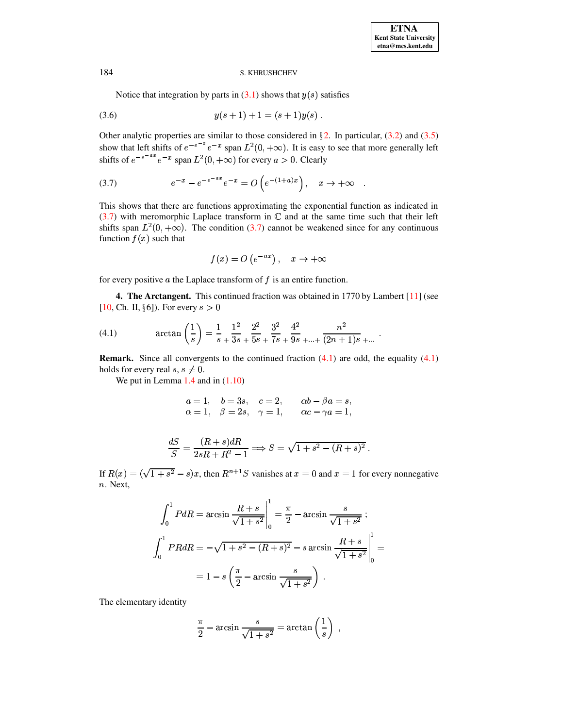Notice that integration by parts in (3.1) shows that $y(s)$ satisfies

$$y(s+1)+1=(s+1)y(s)\,. \tag{3.6}$$

Other analytic properties are similar to those considered in §2. In particular, (3.2) and (3.5) show that left shifts of $e^{-e^{-x}}e^{-x}$ span $L^2(0,+\infty)$. It is easy to see that more generally left shifts of $e^{-e^{-ax}}e^{-x}$ span $L^2(0,+\infty)$ for every $a>0$. Clearly

$$e^{-x}-e^{-e^{-ax}}e^{-x}=O\left(e^{-(1+a)x}\right), \quad x\to+\infty \quad . \tag{3.7}$$

This shows that there are functions approximating the exponential function as indicated in (3.7) with meromorphic Laplace transform in $\mathbb{C}$ and at the same time such that their left shifts span $L^2(0,+\infty)$. The condition (3.7) cannot be weakened since for any continuous function $f(x)$ such that

$$f(x)=O\left(e^{-ax}\right), \quad x\to+\infty$$

for every positive $a$ the Laplace transform of $f$ is an entire function.

**4. The Arctangent.** This continued fraction was obtained in 1770 by Lambert [11] (see [10, Ch. II, §6]). For every $s>0$

$$\arctan\left(\frac{1}{s}\right)=\frac{1}{s}\,\frac{1^2}{+\,3s}\,\frac{2^2}{+\,5s}\,\frac{3^2}{+\,7s}\,\frac{4^2}{+\,9s}\,{}_{+\dots+}\,\frac{n^2}{(2n+1)s}\,{}_{+\dots}\,. \tag{4.1}$$

**Remark.** Since all convergents to the continued fraction (4.1) are odd, the equality (4.1) holds for every real $s$, $s\neq0$.

We put in Lemma 1.4 and in (1.10)

$$\begin{array}{llll} a=1, & b=3s, & c=2, & \alpha b-\beta a=s, \\ \alpha=1, & \beta=2s, & \gamma=1, & \alpha c-\gamma a=1, \end{array}$$

$$\frac{dS}{S}=\frac{(R+s)dR}{2sR+R^2-1}\Longrightarrow S=\sqrt{1+s^2-(R+s)^2}\,.$$

If $R(x)=(\sqrt{1+s^2}-s)x$, then $R^{n+1}S$ vanishes at $x=0$ and $x=1$ for every nonnegative $n$. Next,

$$\int_0^1 PdR=\arcsin\frac{R+s}{\sqrt{1+s^2}}\Bigg|_0^1=\frac{\pi}{2}-\arcsin\frac{s}{\sqrt{1+s^2}}\;;$$

$$\int_0^1 PRdR=-\sqrt{1+s^2-(R+s)^2}-s\arcsin\frac{R+s}{\sqrt{1+s^2}}\Bigg|_0^1=$$

$$=1-s\left(\frac{\pi}{2}-\arcsin\frac{s}{\sqrt{1+s^2}}\right)\,.$$

The elementary identity

$$\frac{\pi}{2}-\arcsin\frac{s}{\sqrt{1+s^2}}=\arctan\left(\frac{1}{s}\right)\,,$$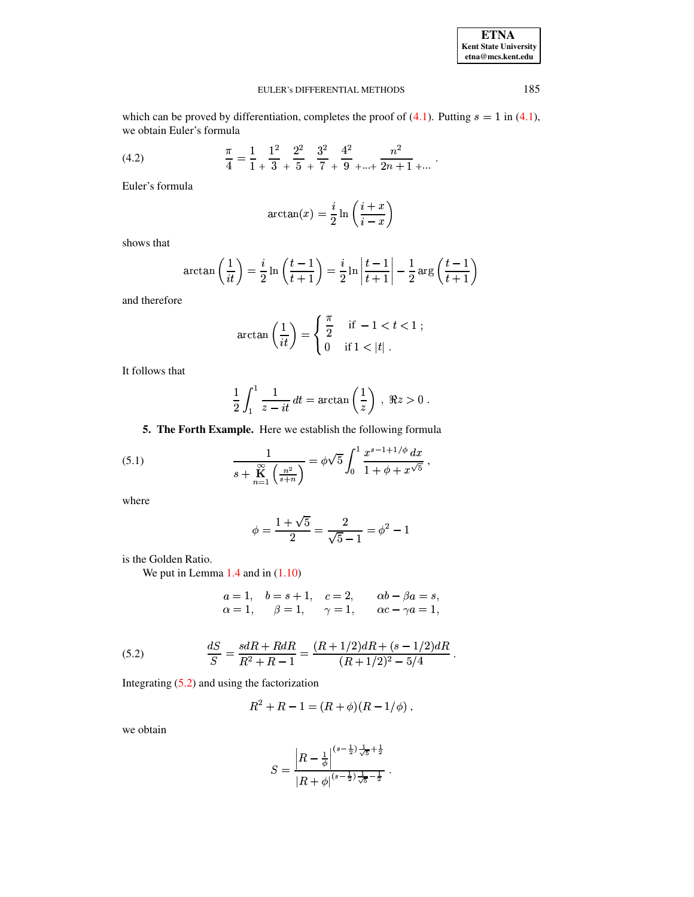which can be proved by differentiation, completes the proof of (4.1). Putting $s = 1$ in (4.1), we obtain Euler's formula

$$\frac{\pi}{4} = \frac{1}{1} {}_{+} \frac{1^2}{3} {}_{+} \frac{2^2}{5} {}_{+} \frac{3^2}{7} {}_{+} \frac{4^2}{9} {}_{+ \dots +} \frac{n^2}{2n+1} {}_{+ \dots} . \tag{4.2}$$

Euler's formula

$$\arctan(x) = \frac{i}{2} \ln\left(\frac{i+x}{i-x}\right)$$

shows that

$$\arctan\left(\frac{1}{it}\right) = \frac{i}{2} \ln\left(\frac{t-1}{t+1}\right) = \frac{i}{2} \ln\left|\frac{t-1}{t+1}\right| - \frac{1}{2} \arg\left(\frac{t-1}{t+1}\right)$$

and therefore

$$\arctan\left(\frac{1}{it}\right) = \begin{cases} \dfrac{\pi}{2} & \text{if } -1 < t < 1 \,; \\ 0 & \text{if } 1 < |t| \,. \end{cases}$$

It follows that

$$\frac{1}{2}\int_{1}^{1} \frac{1}{z - it}\, dt = \arctan\left(\frac{1}{z}\right) \,,\ \Re z > 0 \,.$$

**5. The Forth Example.** Here we establish the following formula

$$\frac{1}{s + \mathop{\mathbf{K}}\limits_{n=1}^{\infty} \left(\frac{n^2}{s+n}\right)} = \phi\sqrt{5} \int_0^1 \frac{x^{s-1+1/\phi}\, dx}{1 + \phi + x^{\sqrt{5}}} \,, \tag{5.1}$$

where

$$\phi = \frac{1+\sqrt{5}}{2} = \frac{2}{\sqrt{5}-1} = \phi^2 - 1$$

is the Golden Ratio.

We put in Lemma 1.4 and in (1.10)

$$\begin{array}{llll} a = 1, & b = s+1, & c = 2, & \alpha b - \beta a = s, \\ \alpha = 1, & \beta = 1, & \gamma = 1, & \alpha c - \gamma a = 1, \end{array}$$

$$\frac{dS}{S} = \frac{s dR + R dR}{R^2 + R - 1} = \frac{(R + 1/2)dR + (s - 1/2)dR}{(R + 1/2)^2 - 5/4} \,. \tag{5.2}$$

Integrating (5.2) and using the factorization

$$R^2 + R - 1 = (R + \phi)(R - 1/\phi) \,,$$

we obtain

$$S = \frac{\left|R - \frac{1}{\phi}\right|^{(s-\frac{1}{2})\frac{1}{\sqrt{5}} + \frac{1}{2}}}{|R + \phi|^{(s-\frac{1}{2})\frac{1}{\sqrt{5}} - \frac{1}{2}}} \,.$$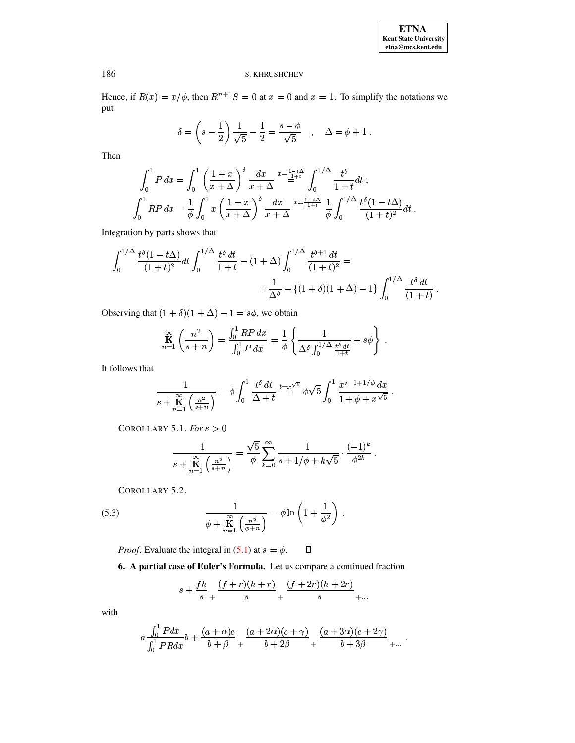Hence, if $R(x) = x/\phi$, then $R^{n+1}S = 0$ at $x = 0$ and $x = 1$. To simplify the notations we put

$$\delta = \left(s - \frac{1}{2}\right)\frac{1}{\sqrt{5}} - \frac{1}{2} = \frac{s - \phi}{\sqrt{5}} \quad , \quad \Delta = \phi + 1 \, .$$

Then

$$\int_0^1 P\,dx = \int_0^1 \left(\frac{1-x}{x+\Delta}\right)^\delta \frac{dx}{x+\Delta} \overset{x=\frac{1-t\Delta}{1+t}}{=} \int_0^{1/\Delta} \frac{t^\delta}{1+t}dt \, ;$$

$$\int_0^1 RP\,dx = \frac{1}{\phi}\int_0^1 x\left(\frac{1-x}{x+\Delta}\right)^\delta \frac{dx}{x+\Delta} \overset{x=\frac{1-t\Delta}{1+t}}{=} \frac{1}{\phi}\int_0^{1/\Delta} \frac{t^\delta(1-t\Delta)}{(1+t)^2}dt \, .$$

Integration by parts shows that

$$\int_0^{1/\Delta} \frac{t^\delta(1-t\Delta)}{(1+t)^2}dt \int_0^{1/\Delta} \frac{t^\delta\,dt}{1+t} - (1+\Delta)\int_0^{1/\Delta} \frac{t^{\delta+1}\,dt}{(1+t)^2} =$$
$$= \frac{1}{\Delta^\delta} - \{(1+\delta)(1+\Delta) - 1\}\int_0^{1/\Delta} \frac{t^\delta\,dt}{(1+t)} \, .$$

Observing that $(1+\delta)(1+\Delta) - 1 = s\phi$, we obtain

$$\mathop{\mathbf{K}}_{n=1}^{\infty}\left(\frac{n^2}{s+n}\right) = \frac{\int_0^1 RP\,dx}{\int_0^1 P\,dx} = \frac{1}{\phi}\left\{\frac{1}{\Delta^\delta\int_0^{1/\Delta}\frac{t^\delta\,dt}{1+t}} - s\phi\right\} \, .$$

It follows that

$$\frac{1}{s + \mathop{\mathbf{K}}_{n=1}^{\infty}\left(\frac{n^2}{s+n}\right)} = \phi\int_0^1 \frac{t^\delta\,dt}{\Delta+t} \overset{t=x^{\sqrt{5}}}{=} \phi\sqrt{5}\int_0^1 \frac{x^{s-1+1/\phi}\,dx}{1+\phi+x^{\sqrt{5}}} \, .$$

COROLLARY 5.1. *For $s > 0$*

$$\frac{1}{s + \mathop{\mathbf{K}}_{n=1}^{\infty}\left(\frac{n^2}{s+n}\right)} = \frac{\sqrt{5}}{\phi}\sum_{k=0}^{\infty}\frac{1}{s+1/\phi+k\sqrt{5}}\cdot\frac{(-1)^k}{\phi^{2k}} \, .$$

COROLLARY 5.2.

$$\frac{1}{\phi + \mathop{\mathbf{K}}_{n=1}^{\infty}\left(\frac{n^2}{\phi+n}\right)} = \phi\ln\left(1 + \frac{1}{\phi^2}\right) \, . \tag{5.3}$$

*Proof*. Evaluate the integral in (5.1) at $s = \phi$. $\square$

**6. A partial case of Euler's Formula.** Let us compare a continued fraction

$$s + \frac{fh}{s} \underset{+}{} \frac{(f+r)(h+r)}{s} \underset{+}{} \frac{(f+2r)(h+2r)}{s} \underset{+}{} \cdots$$

with

$$a\frac{\int_0^1 Pdx}{\int_0^1 PRdx}b + \frac{(a+\alpha)c}{b+\beta} \underset{+}{} \frac{(a+2\alpha)(c+\gamma)}{b+2\beta} \underset{+}{} \frac{(a+3\alpha)(c+2\gamma)}{b+3\beta} \underset{+}{} \cdots \, .$$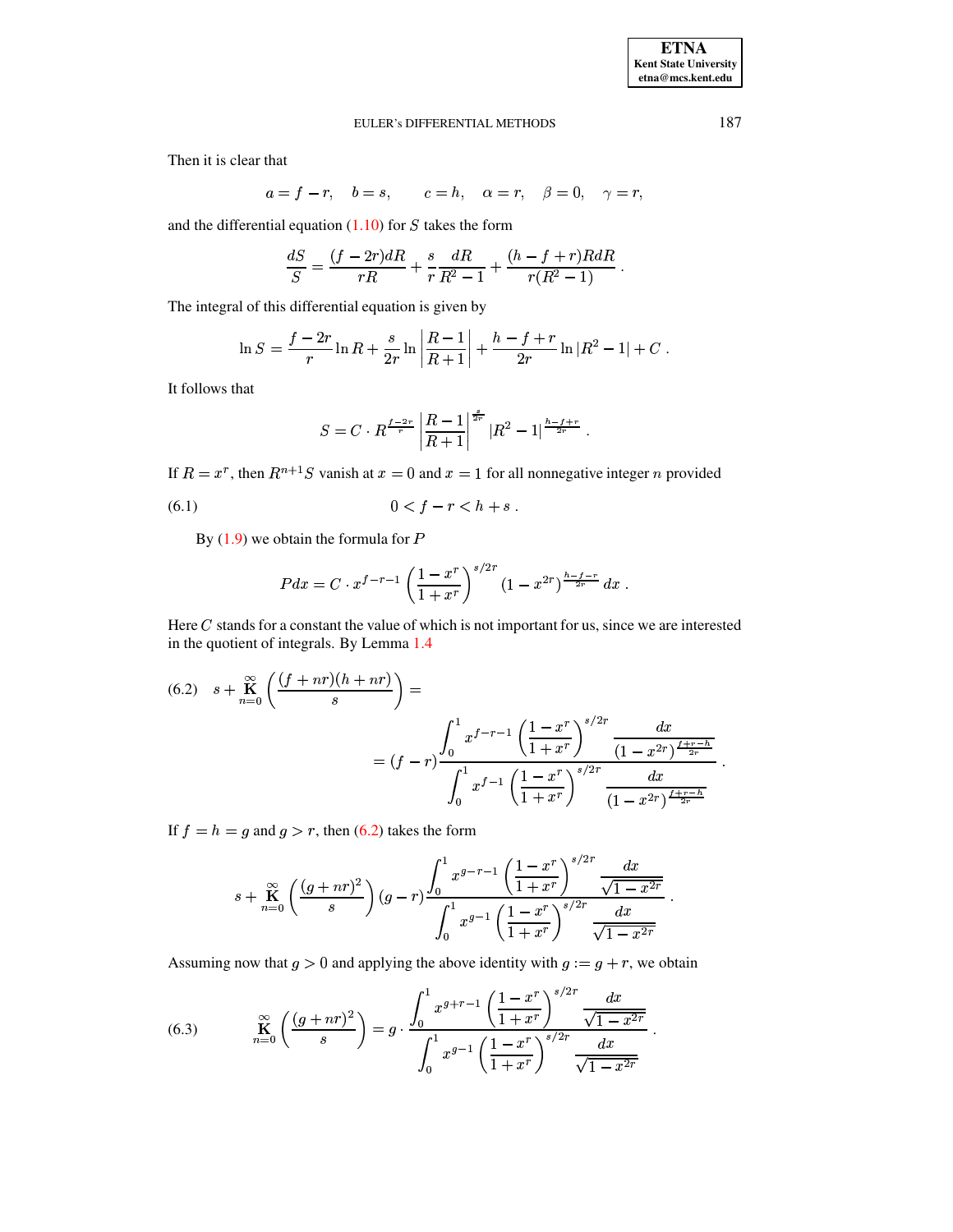Then it is clear that

$$a = f - r, \quad b = s, \qquad c = h, \quad \alpha = r, \quad \beta = 0, \quad \gamma = r,$$

and the differential equation (1.10) for $S$ takes the form

$$\frac{dS}{S} = \frac{(f-2r)dR}{rR} + \frac{s}{r}\frac{dR}{R^2-1} + \frac{(h-f+r)RdR}{r(R^2-1)} \, .$$

The integral of this differential equation is given by

$$\ln S = \frac{f-2r}{r}\ln R + \frac{s}{2r}\ln\left|\frac{R-1}{R+1}\right| + \frac{h-f+r}{2r}\ln|R^2-1| + C \, .$$

It follows that

$$S = C \cdot R^{\frac{f-2r}{r}}\left|\frac{R-1}{R+1}\right|^{\frac{s}{2r}}|R^2-1|^{\frac{h-f+r}{2r}} \, .$$

If $R = x^r$, then $R^{n+1}S$ vanish at $x = 0$ and $x = 1$ for all nonnegative integer $n$ provided

$$0 < f - r < h + s \, . \tag{6.1}$$

By (1.9) we obtain the formula for $P$

$$Pdx = C \cdot x^{f-r-1}\left(\frac{1-x^r}{1+x^r}\right)^{s/2r}(1-x^{2r})^{\frac{h-f-r}{2r}}\,dx \, .$$

Here $C$ stands for a constant the value of which is not important for us, since we are interested in the quotient of integrals. By Lemma 1.4

$$s + \mathop{\mathbf{K}}_{n=0}^{\infty}\left(\frac{(f+nr)(h+nr)}{s}\right) = \\ = (f-r)\frac{\displaystyle\int_0^1 x^{f-r-1}\left(\frac{1-x^r}{1+x^r}\right)^{s/2r}\frac{dx}{(1-x^{2r})^{\frac{f+r-h}{2r}}}}{\displaystyle\int_0^1 x^{f-1}\left(\frac{1-x^r}{1+x^r}\right)^{s/2r}\frac{dx}{(1-x^{2r})^{\frac{f+r-h}{2r}}}} \, . \tag{6.2}$$

If $f = h = g$ and $g > r$, then (6.2) takes the form

$$s + \mathop{\mathbf{K}}_{n=0}^{\infty}\left(\frac{(g+nr)^2}{s}\right)(g-r)\frac{\displaystyle\int_0^1 x^{g-r-1}\left(\frac{1-x^r}{1+x^r}\right)^{s/2r}\frac{dx}{\sqrt{1-x^{2r}}}}{\displaystyle\int_0^1 x^{g-1}\left(\frac{1-x^r}{1+x^r}\right)^{s/2r}\frac{dx}{\sqrt{1-x^{2r}}}} \, .$$

Assuming now that $g > 0$ and applying the above identity with $g := g + r$, we obtain

$$\mathop{\mathbf{K}}_{n=0}^{\infty}\left(\frac{(g+nr)^2}{s}\right) = g \cdot \frac{\displaystyle\int_0^1 x^{g+r-1}\left(\frac{1-x^r}{1+x^r}\right)^{s/2r}\frac{dx}{\sqrt{1-x^{2r}}}}{\displaystyle\int_0^1 x^{g-1}\left(\frac{1-x^r}{1+x^r}\right)^{s/2r}\frac{dx}{\sqrt{1-x^{2r}}}} \, . \tag{6.3}$$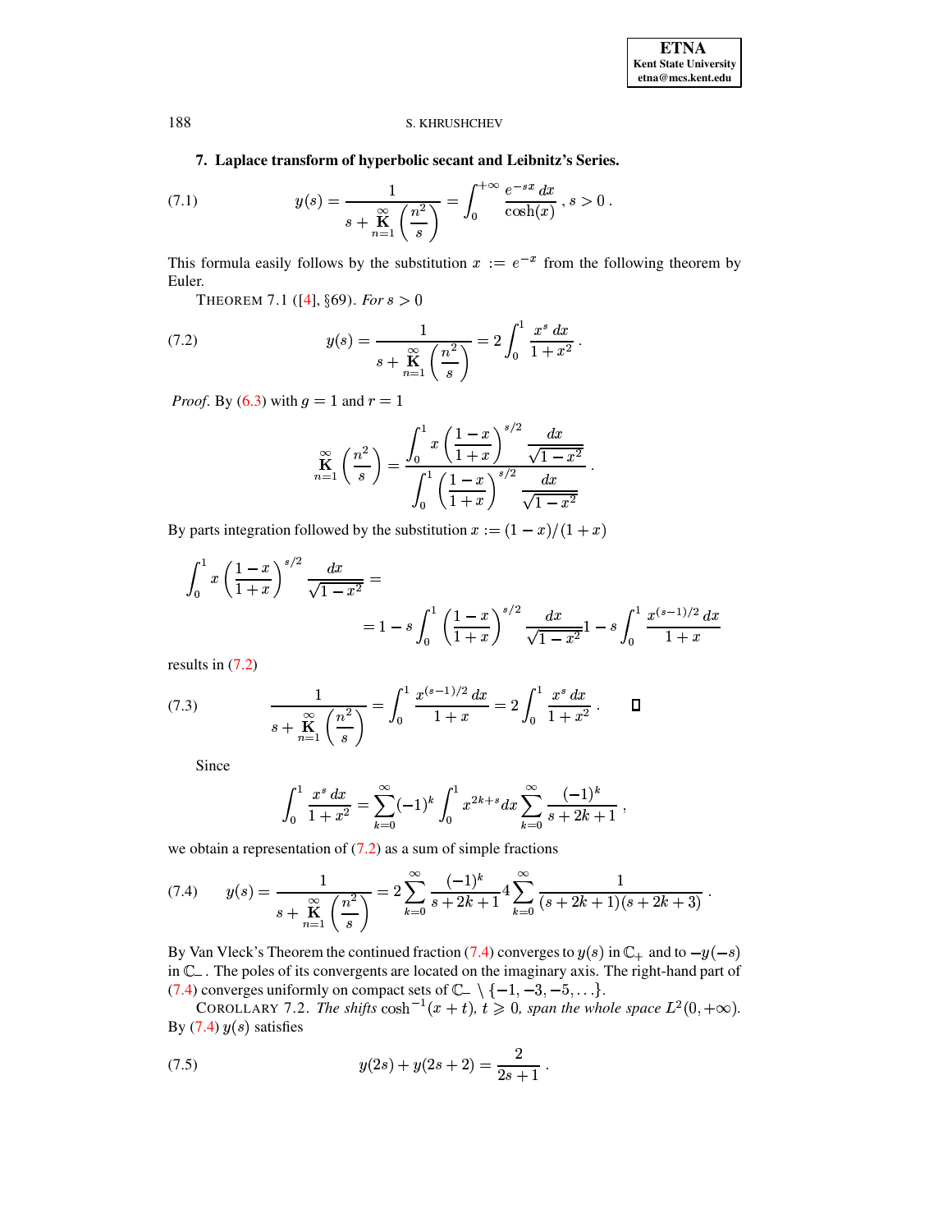## 7. Laplace transform of hyperbolic secant and Leibnitz's Series.

$$y(s) = \cfrac{1}{s + \underset{n=1}{\overset{\infty}{\mathbf{K}}} \left( \cfrac{n^2}{s} \right)} = \int_0^{+\infty} \frac{e^{-sx}\, dx}{\cosh(x)} \, , s > 0 \, . \tag{7.1}$$

This formula easily follows by the substitution $x := e^{-x}$ from the following theorem by Euler.

THEOREM 7.1 ([4], §69). *For* $s > 0$

$$y(s) = \cfrac{1}{s + \underset{n=1}{\overset{\infty}{\mathbf{K}}} \left( \cfrac{n^2}{s} \right)} = 2 \int_0^1 \frac{x^s \, dx}{1 + x^2} \, . \tag{7.2}$$

*Proof.* By (6.3) with $g = 1$ and $r = 1$

$$\underset{n=1}{\overset{\infty}{\mathbf{K}}} \left( \frac{n^2}{s} \right) = \frac{\displaystyle\int_0^1 x \left( \frac{1-x}{1+x} \right)^{s/2} \frac{dx}{\sqrt{1-x^2}}}{\displaystyle\int_0^1 \left( \frac{1-x}{1+x} \right)^{s/2} \frac{dx}{\sqrt{1-x^2}}} \, .$$

By parts integration followed by the substitution $x := (1-x)/(1+x)$

$$\int_0^1 x \left( \frac{1-x}{1+x} \right)^{s/2} \frac{dx}{\sqrt{1-x^2}} = $$
$$= 1 - s \int_0^1 \left( \frac{1-x}{1+x} \right)^{s/2} \frac{dx}{\sqrt{1-x^2}} 1 - s \int_0^1 \frac{x^{(s-1)/2} \, dx}{1+x}$$

results in (7.2)

$$\cfrac{1}{s + \underset{n=1}{\overset{\infty}{\mathbf{K}}} \left( \cfrac{n^2}{s} \right)} = \int_0^1 \frac{x^{(s-1)/2} \, dx}{1+x} = 2 \int_0^1 \frac{x^s \, dx}{1+x^2} \, . \qquad \square \tag{7.3}$$

Since

$$\int_0^1 \frac{x^s \, dx}{1+x^2} = \sum_{k=0}^{\infty} (-1)^k \int_0^1 x^{2k+s} dx \sum_{k=0}^{\infty} \frac{(-1)^k}{s+2k+1} \, ,$$

we obtain a representation of (7.2) as a sum of simple fractions

$$y(s) = \cfrac{1}{s + \underset{n=1}{\overset{\infty}{\mathbf{K}}} \left( \cfrac{n^2}{s} \right)} = 2 \sum_{k=0}^{\infty} \frac{(-1)^k}{s+2k+1} 4 \sum_{k=0}^{\infty} \frac{1}{(s+2k+1)(s+2k+3)} \, . \tag{7.4}$$

By Van Vleck's Theorem the continued fraction (7.4) converges to $y(s)$ in $\mathbb{C}_+$ and to $-y(-s)$ in $\mathbb{C}_-$. The poles of its convergents are located on the imaginary axis. The right-hand part of (7.4) converges uniformly on compact sets of $\mathbb{C}_- \setminus \{-1, -3, -5, \ldots\}$.

COROLLARY 7.2. *The shifts* $\cosh^{-1}(x+t)$, $t \geqslant 0$, *span the whole space* $L^2(0, +\infty)$.

By (7.4) $y(s)$ satisfies

$$y(2s) + y(2s+2) = \frac{2}{2s+1} \, . \tag{7.5}$$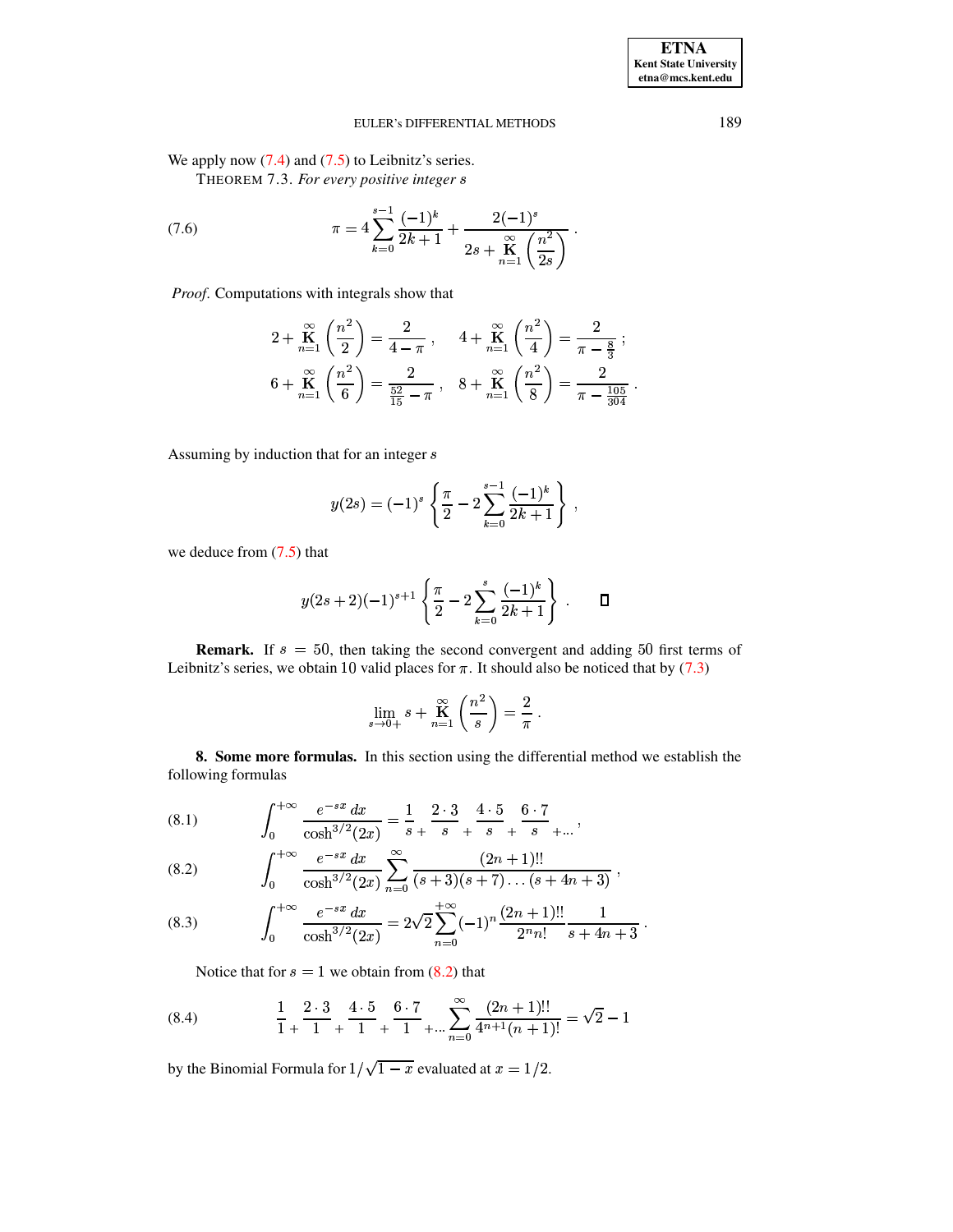We apply now (7.4) and (7.5) to Leibnitz's series.

THEOREM 7.3. *For every positive integer $s$*

$$\pi = 4\sum_{k=0}^{s-1}\frac{(-1)^k}{2k+1} + \frac{2(-1)^s}{2s + \underset{n=1}{\overset{\infty}{\mathrm{K}}}\left(\frac{n^2}{2s}\right)}\,. \tag{7.6}$$

*Proof.* Computations with integrals show that

$$2 + \underset{n=1}{\overset{\infty}{\mathrm{K}}}\left(\frac{n^2}{2}\right) = \frac{2}{4-\pi}\,, \quad 4 + \underset{n=1}{\overset{\infty}{\mathrm{K}}}\left(\frac{n^2}{4}\right) = \frac{2}{\pi - \frac{8}{3}}\,;$$

$$6 + \underset{n=1}{\overset{\infty}{\mathrm{K}}}\left(\frac{n^2}{6}\right) = \frac{2}{\frac{52}{15} - \pi}\,, \quad 8 + \underset{n=1}{\overset{\infty}{\mathrm{K}}}\left(\frac{n^2}{8}\right) = \frac{2}{\pi - \frac{105}{304}}\,.$$

Assuming by induction that for an integer $s$

$$y(2s) = (-1)^s\left\{\frac{\pi}{2} - 2\sum_{k=0}^{s-1}\frac{(-1)^k}{2k+1}\right\}\,,$$

we deduce from (7.5) that

$$y(2s+2)(-1)^{s+1}\left\{\frac{\pi}{2} - 2\sum_{k=0}^{s}\frac{(-1)^k}{2k+1}\right\}\,. \qquad \square$$

**Remark.** If $s = 50$, then taking the second convergent and adding $50$ first terms of Leibnitz's series, we obtain $10$ valid places for $\pi$. It should also be noticed that by (7.3)

$$\lim_{s\to 0+} s + \underset{n=1}{\overset{\infty}{\mathrm{K}}}\left(\frac{n^2}{s}\right) = \frac{2}{\pi}\,.$$

**8. Some more formulas.** In this section using the differential method we establish the following formulas

$$\int_0^{+\infty}\frac{e^{-sx}\,dx}{\cosh^{3/2}(2x)} = \frac{1}{s}\,{}_{+}\,\frac{2\cdot 3}{s}\,{}_{+}\,\frac{4\cdot 5}{s}\,{}_{+}\,\frac{6\cdot 7}{s}\,{}_{+\dots}\,, \tag{8.1}$$

$$\int_0^{+\infty}\frac{e^{-sx}\,dx}{\cosh^{3/2}(2x)}\sum_{n=0}^{\infty}\frac{(2n+1)!!}{(s+3)(s+7)\dots(s+4n+3)}\,, \tag{8.2}$$

$$\int_0^{+\infty}\frac{e^{-sx}\,dx}{\cosh^{3/2}(2x)} = 2\sqrt{2}\sum_{n=0}^{+\infty}(-1)^n\frac{(2n+1)!!}{2^n n!}\frac{1}{s+4n+3}\,. \tag{8.3}$$

Notice that for $s = 1$ we obtain from (8.2) that

$$\frac{1}{1}\,{}_{+}\,\frac{2\cdot 3}{1}\,{}_{+}\,\frac{4\cdot 5}{1}\,{}_{+}\,\frac{6\cdot 7}{1}\,{}_{+\dots}\sum_{n=0}^{\infty}\frac{(2n+1)!!}{4^{n+1}(n+1)!} = \sqrt{2} - 1 \tag{8.4}$$

by the Binomial Formula for $1/\sqrt{1-x}$ evaluated at $x = 1/2$.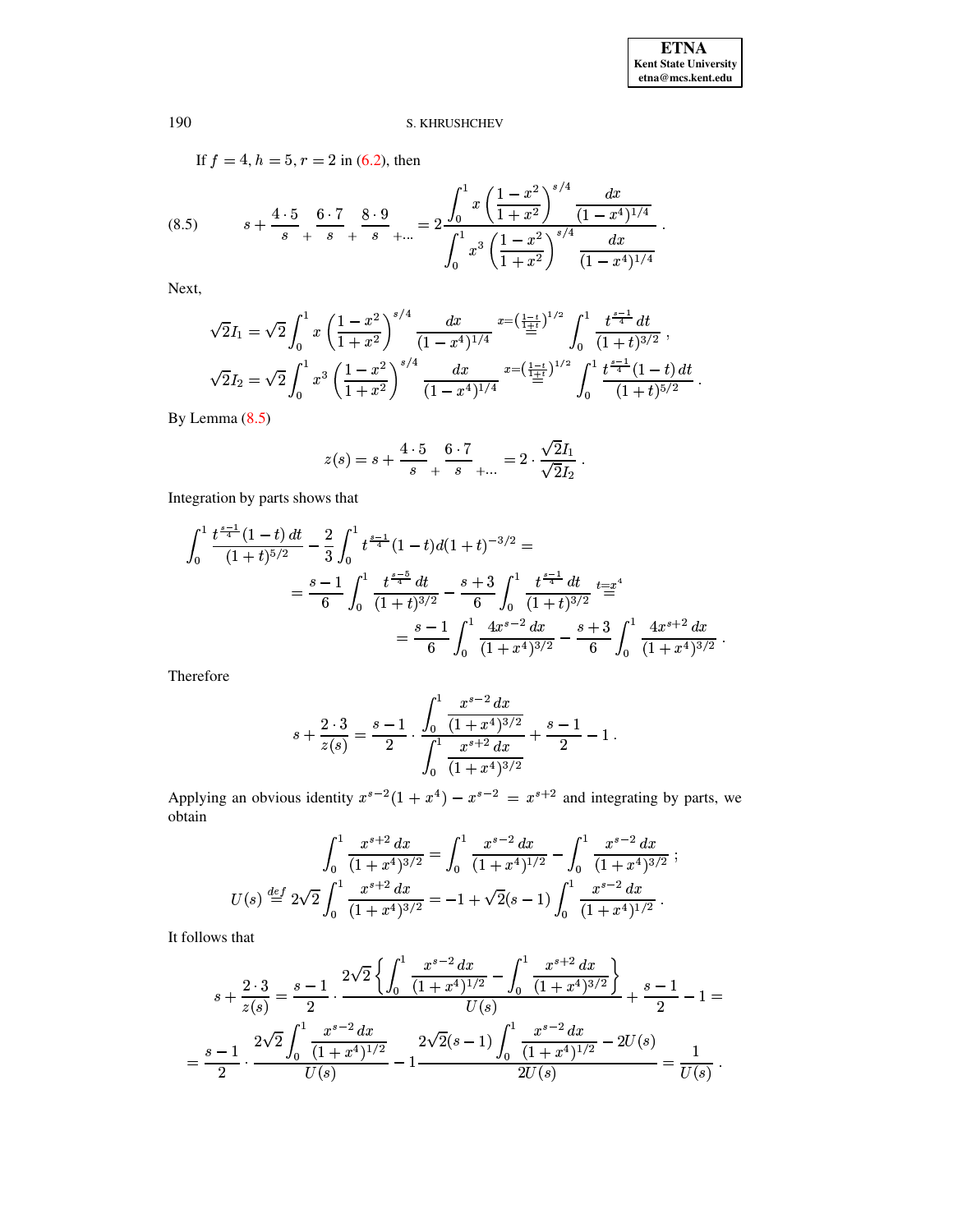If $f=4, h=5, r=2$ in (6.2), then

$$
s+\frac{4\cdot 5}{s}\,{}_{+}\,\frac{6\cdot 7}{s}\,{}_{+}\,\frac{8\cdot 9}{s}\,{}_{+\dots} = 2\frac{\displaystyle\int_0^1 x\left(\frac{1-x^2}{1+x^2}\right)^{s/4}\frac{dx}{(1-x^4)^{1/4}}}{\displaystyle\int_0^1 x^3\left(\frac{1-x^2}{1+x^2}\right)^{s/4}\frac{dx}{(1-x^4)^{1/4}}}\,. \tag{8.5}
$$

Next,

$$
\sqrt{2}I_1=\sqrt{2}\int_0^1 x\left(\frac{1-x^2}{1+x^2}\right)^{s/4}\frac{dx}{(1-x^4)^{1/4}} \overset{x=\left(\frac{1-t}{1+t}\right)^{1/2}}{=} \int_0^1 \frac{t^{\frac{s-1}{4}}\,dt}{(1+t)^{3/2}}\,,
$$

$$
\sqrt{2}I_2=\sqrt{2}\int_0^1 x^3\left(\frac{1-x^2}{1+x^2}\right)^{s/4}\frac{dx}{(1-x^4)^{1/4}} \overset{x=\left(\frac{1-t}{1+t}\right)^{1/2}}{=} \int_0^1 \frac{t^{\frac{s-1}{4}}(1-t)\,dt}{(1+t)^{5/2}}\,.
$$

By Lemma (8.5)

$$
z(s)=s+\frac{4\cdot 5}{s}\,{}_{+}\,\frac{6\cdot 7}{s}\,{}_{+\dots} = 2\cdot\frac{\sqrt{2}I_1}{\sqrt{2}I_2}\,.
$$

Integration by parts shows that

$$
\begin{aligned}
\int_0^1 \frac{t^{\frac{s-1}{4}}(1-t)\,dt}{(1+t)^{5/2}} &- \frac{2}{3}\int_0^1 t^{\frac{s-1}{4}}(1-t)d(1+t)^{-3/2} = \\
&= \frac{s-1}{6}\int_0^1 \frac{t^{\frac{s-5}{4}}\,dt}{(1+t)^{3/2}} - \frac{s+3}{6}\int_0^1 \frac{t^{\frac{s-1}{4}}\,dt}{(1+t)^{3/2}} \overset{t=x^4}{=} \\
&\qquad = \frac{s-1}{6}\int_0^1 \frac{4x^{s-2}\,dx}{(1+x^4)^{3/2}} - \frac{s+3}{6}\int_0^1 \frac{4x^{s+2}\,dx}{(1+x^4)^{3/2}}\,.
\end{aligned}
$$

Therefore

$$
s+\frac{2\cdot 3}{z(s)} = \frac{s-1}{2}\cdot\frac{\displaystyle\int_0^1 \frac{x^{s-2}\,dx}{(1+x^4)^{3/2}}}{\displaystyle\int_0^1 \frac{x^{s+2}\,dx}{(1+x^4)^{3/2}}} + \frac{s-1}{2} - 1\,.
$$

Applying an obvious identity $x^{s-2}(1+x^4)-x^{s-2}=x^{s+2}$ and integrating by parts, we obtain

$$
\int_0^1 \frac{x^{s+2}\,dx}{(1+x^4)^{3/2}} = \int_0^1 \frac{x^{s-2}\,dx}{(1+x^4)^{1/2}} - \int_0^1 \frac{x^{s-2}\,dx}{(1+x^4)^{3/2}}\,;
$$

$$
U(s) \overset{def}{=} 2\sqrt{2}\int_0^1 \frac{x^{s+2}\,dx}{(1+x^4)^{3/2}} = -1+\sqrt{2}(s-1)\int_0^1 \frac{x^{s-2}\,dx}{(1+x^4)^{1/2}}\,.
$$

It follows that

$$
s+\frac{2\cdot 3}{z(s)} = \frac{s-1}{2}\cdot\frac{2\sqrt{2}\left\{\displaystyle\int_0^1 \frac{x^{s-2}\,dx}{(1+x^4)^{1/2}} - \int_0^1 \frac{x^{s+2}\,dx}{(1+x^4)^{3/2}}\right\}}{U(s)} + \frac{s-1}{2} - 1 =
$$

$$
= \frac{s-1}{2}\cdot\frac{2\sqrt{2}\displaystyle\int_0^1 \frac{x^{s-2}\,dx}{(1+x^4)^{1/2}}}{U(s)} - 1\frac{2\sqrt{2}(s-1)\displaystyle\int_0^1 \frac{x^{s-2}\,dx}{(1+x^4)^{1/2}} - 2U(s)}{2U(s)} = \frac{1}{U(s)}\,.
$$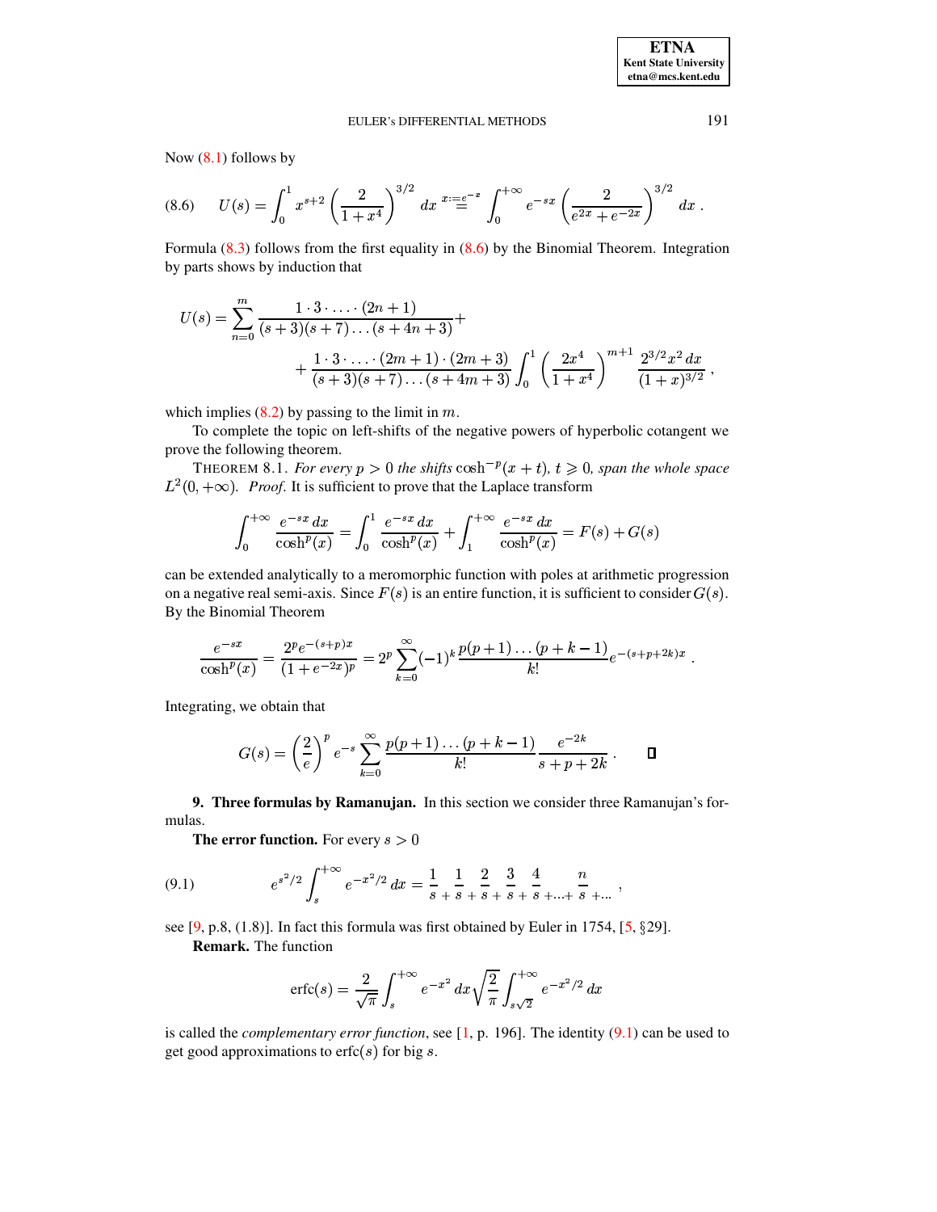Now (8.1) follows by

$$
U(s) = \int_0^1 x^{s+2} \left( \frac{2}{1+x^4} \right)^{3/2} dx \overset{x:=e^{-x}}{=} \int_0^{+\infty} e^{-sx} \left( \frac{2}{e^{2x}+e^{-2x}} \right)^{3/2} dx \, . \tag{8.6}
$$

Formula (8.3) follows from the first equality in (8.6) by the Binomial Theorem. Integration by parts shows by induction that

$$
U(s) = \sum_{n=0}^{m} \frac{1 \cdot 3 \cdot \ldots \cdot (2n+1)}{(s+3)(s+7)\ldots(s+4n+3)} + \\
+ \frac{1 \cdot 3 \cdot \ldots \cdot (2m+1) \cdot (2m+3)}{(s+3)(s+7)\ldots(s+4m+3)} \int_0^1 \left( \frac{2x^4}{1+x^4} \right)^{m+1} \frac{2^{3/2} x^2 \, dx}{(1+x)^{3/2}} \, ,
$$

which implies (8.2) by passing to the limit in $m$.

To complete the topic on left-shifts of the negative powers of hyperbolic cotangent we prove the following theorem.

THEOREM 8.1. *For every $p > 0$ the shifts $\cosh^{-p}(x+t)$, $t \geqslant 0$, span the whole space $L^2(0, +\infty)$.* *Proof.* It is sufficient to prove that the Laplace transform

$$
\int_0^{+\infty} \frac{e^{-sx} \, dx}{\cosh^p(x)} = \int_0^1 \frac{e^{-sx} \, dx}{\cosh^p(x)} + \int_1^{+\infty} \frac{e^{-sx} \, dx}{\cosh^p(x)} = F(s) + G(s)
$$

can be extended analytically to a meromorphic function with poles at arithmetic progression on a negative real semi-axis. Since $F(s)$ is an entire function, it is sufficient to consider $G(s)$. By the Binomial Theorem

$$
\frac{e^{-sx}}{\cosh^p(x)} = \frac{2^p e^{-(s+p)x}}{(1+e^{-2x})^p} = 2^p \sum_{k=0}^{\infty} (-1)^k \frac{p(p+1)\ldots(p+k-1)}{k!} e^{-(s+p+2k)x} \, .
$$

Integrating, we obtain that

$$
G(s) = \left( \frac{2}{e} \right)^p e^{-s} \sum_{k=0}^{\infty} \frac{p(p+1)\ldots(p+k-1)}{k!} \frac{e^{-2k}}{s+p+2k} \, . \qquad \square
$$

## 9. Three formulas by Ramanujan.

In this section we consider three Ramanujan's formulas.

**The error function.** For every $s > 0$

$$
e^{s^2/2} \int_s^{+\infty} e^{-x^2/2} \, dx = \frac{1}{s\,+}\,\frac{1}{s\,+}\,\frac{2}{s\,+}\,\frac{3}{s\,+}\,\frac{4}{s\,+\ldots+}\,\frac{n}{s\,+\ldots} \, , \tag{9.1}
$$

see [9, p.8, (1.8)]. In fact this formula was first obtained by Euler in 1754, [5, §29].

**Remark.** The function

$$
\operatorname{erfc}(s) = \frac{2}{\sqrt{\pi}} \int_s^{+\infty} e^{-x^2} \, dx \sqrt{\frac{2}{\pi}} \int_{s\sqrt{2}}^{+\infty} e^{-x^2/2} \, dx
$$

is called the *complementary error function*, see [1, p. 196]. The identity (9.1) can be used to get good approximations to $\operatorname{erfc}(s)$ for big $s$.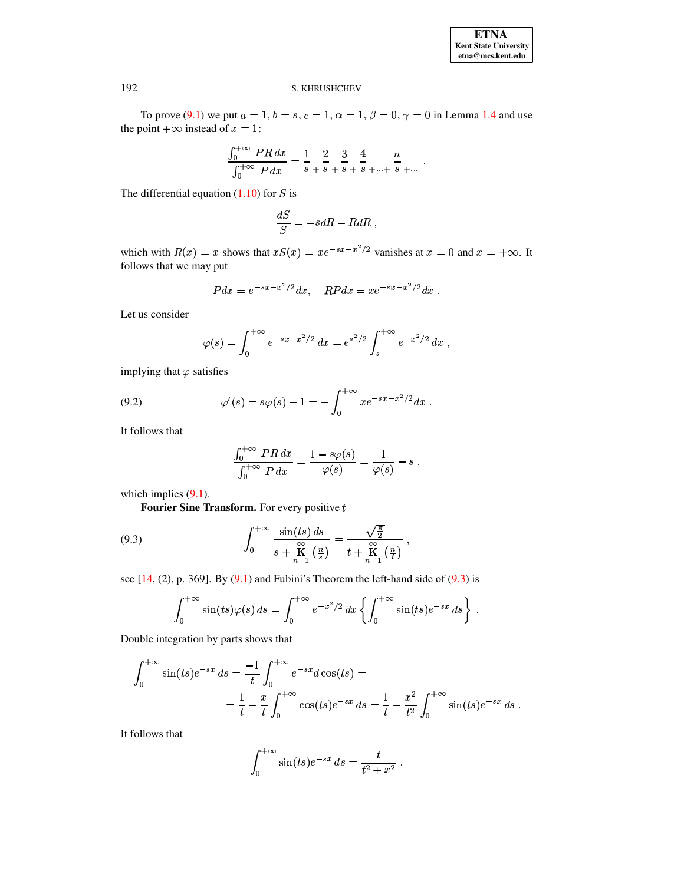To prove (9.1) we put $a = 1, b = s, c = 1, \alpha = 1, \beta = 0, \gamma = 0$ in Lemma 1.4 and use the point $+\infty$ instead of $x = 1$:

$$\frac{\int_0^{+\infty} PR\,dx}{\int_0^{+\infty} P\,dx} = \frac{1}{s} \,\frac{2}{+\,s} \,\frac{3}{+\,s} \,\frac{4}{+\,s} \,\frac{}{+\ldots+} \,\frac{n}{s} \,\frac{}{+\ldots} \;.$$

The differential equation (1.10) for $S$ is

$$\frac{dS}{S} = -sdR - RdR \;,$$

which with $R(x) = x$ shows that $xS(x) = xe^{-sx-x^2/2}$ vanishes at $x = 0$ and $x = +\infty$. It follows that we may put

$$Pdx = e^{-sx-x^2/2}dx, \quad RPdx = xe^{-sx-x^2/2}dx \;.$$

Let us consider

$$\varphi(s) = \int_0^{+\infty} e^{-sx-x^2/2}\,dx = e^{s^2/2}\int_s^{+\infty} e^{-x^2/2}\,dx \;,$$

implying that $\varphi$ satisfies

$$\varphi'(s) = s\varphi(s) - 1 = -\int_0^{+\infty} xe^{-sx-x^2/2}dx \;. \tag{9.2}$$

It follows that

$$\frac{\int_0^{+\infty} PR\,dx}{\int_0^{+\infty} P\,dx} = \frac{1 - s\varphi(s)}{\varphi(s)} = \frac{1}{\varphi(s)} - s \;,$$

which implies (9.1).

**Fourier Sine Transform.** For every positive $t$

$$\int_0^{+\infty} \frac{\sin(ts)\,ds}{s + \underset{n=1}{\overset{\infty}{\mathbf{K}}}\left(\frac{n}{s}\right)} = \frac{\sqrt{\frac{\pi}{2}}}{t + \underset{n=1}{\overset{\infty}{\mathbf{K}}}\left(\frac{n}{t}\right)} \;, \tag{9.3}$$

see [14, (2), p. 369]. By (9.1) and Fubini's Theorem the left-hand side of (9.3) is

$$\int_0^{+\infty} \sin(ts)\varphi(s)\,ds = \int_0^{+\infty} e^{-x^2/2}\,dx \left\{\int_0^{+\infty} \sin(ts)e^{-sx}\,ds\right\} \;.$$

Double integration by parts shows that

$$\int_0^{+\infty} \sin(ts)e^{-sx}\,ds = \frac{-1}{t}\int_0^{+\infty} e^{-sx}d\cos(ts) =$$

$$= \frac{1}{t} - \frac{x}{t}\int_0^{+\infty} \cos(ts)e^{-sx}\,ds = \frac{1}{t} - \frac{x^2}{t^2}\int_0^{+\infty} \sin(ts)e^{-sx}\,ds \;.$$

It follows that

$$\int_0^{+\infty} \sin(ts)e^{-sx}\,ds = \frac{t}{t^2 + x^2} \;.$$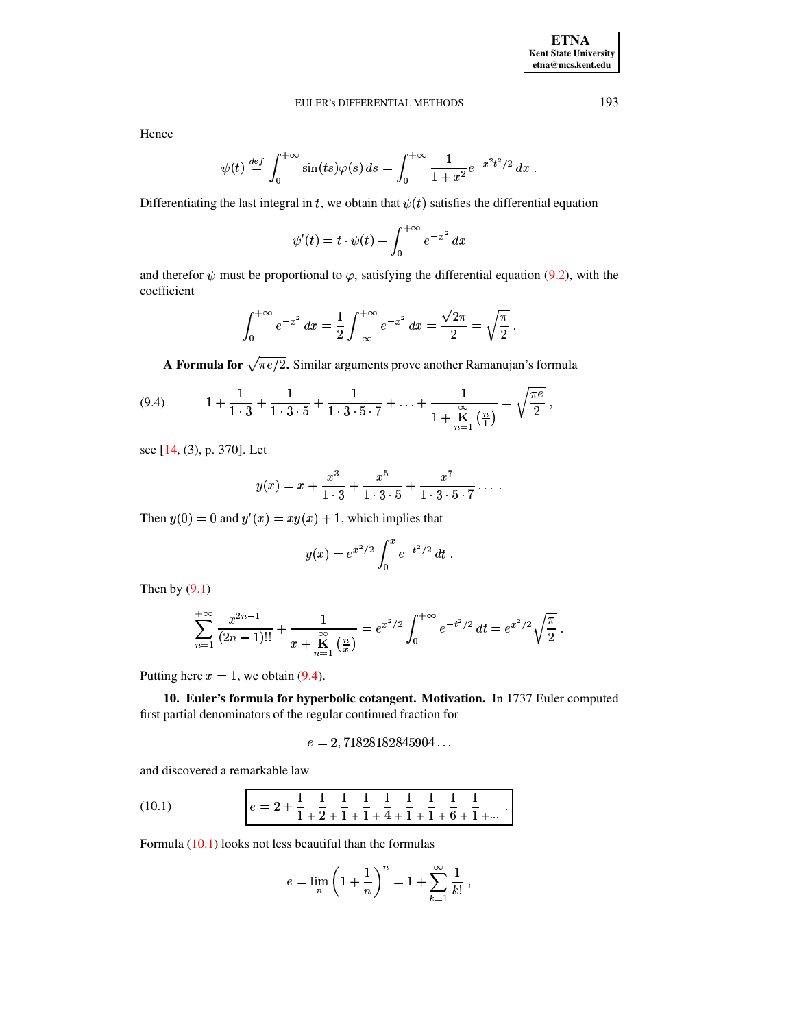Hence

$$\psi(t) \stackrel{def}{=} \int_0^{+\infty} \sin(ts)\varphi(s)\,ds = \int_0^{+\infty} \frac{1}{1+x^2} e^{-x^2t^2/2}\,dx\,.$$

Differentiating the last integral in $t$, we obtain that $\psi(t)$ satisfies the differential equation

$$\psi'(t) = t\cdot\psi(t) - \int_0^{+\infty} e^{-x^2}\,dx$$

and therefor $\psi$ must be proportional to $\varphi$, satisfying the differential equation (9.2), with the coefficient

$$\int_0^{+\infty} e^{-x^2}\,dx = \frac{1}{2}\int_{-\infty}^{+\infty} e^{-x^2}\,dx = \frac{\sqrt{2\pi}}{2} = \sqrt{\frac{\pi}{2}}\,.$$

**A Formula for $\sqrt{\pi e/2}$.** Similar arguments prove another Ramanujan's formula

$$1 + \frac{1}{1\cdot 3} + \frac{1}{1\cdot 3\cdot 5} + \frac{1}{1\cdot 3\cdot 5\cdot 7} + \ldots + \frac{1}{1 + \underset{n=1}{\overset{\infty}{\mathbf{K}}}\left(\frac{n}{1}\right)} = \sqrt{\frac{\pi e}{2}}\,, \tag{9.4}$$

see [14, (3), p. 370]. Let

$$y(x) = x + \frac{x^3}{1\cdot 3} + \frac{x^5}{1\cdot 3\cdot 5} + \frac{x^7}{1\cdot 3\cdot 5\cdot 7}\cdots.$$

Then $y(0) = 0$ and $y'(x) = xy(x) + 1$, which implies that

$$y(x) = e^{x^2/2}\int_0^x e^{-t^2/2}\,dt\,.$$

Then by (9.1)

$$\sum_{n=1}^{+\infty} \frac{x^{2n-1}}{(2n-1)!!} + \frac{1}{x + \underset{n=1}{\overset{\infty}{\mathbf{K}}}\left(\frac{n}{x}\right)} = e^{x^2/2}\int_0^{+\infty} e^{-t^2/2}\,dt = e^{x^2/2}\sqrt{\frac{\pi}{2}}\,.$$

Putting here $x = 1$, we obtain (9.4).

**10. Euler's formula for hyperbolic cotangent. Motivation.** In 1737 Euler computed first partial denominators of the regular continued fraction for

$$e = 2,71828182845904\ldots$$

and discovered a remarkable law

$$\boxed{e = 2 + \frac{1}{1} + \frac{1}{2} + \frac{1}{1} + \frac{1}{1} + \frac{1}{4} + \frac{1}{1} + \frac{1}{1} + \frac{1}{6} + \frac{1}{1} + \ldots}\,. \tag{10.1}$$

Formula (10.1) looks not less beautiful than the formulas

$$e = \lim_n \left(1 + \frac{1}{n}\right)^n = 1 + \sum_{k=1}^{\infty} \frac{1}{k!}\,,$$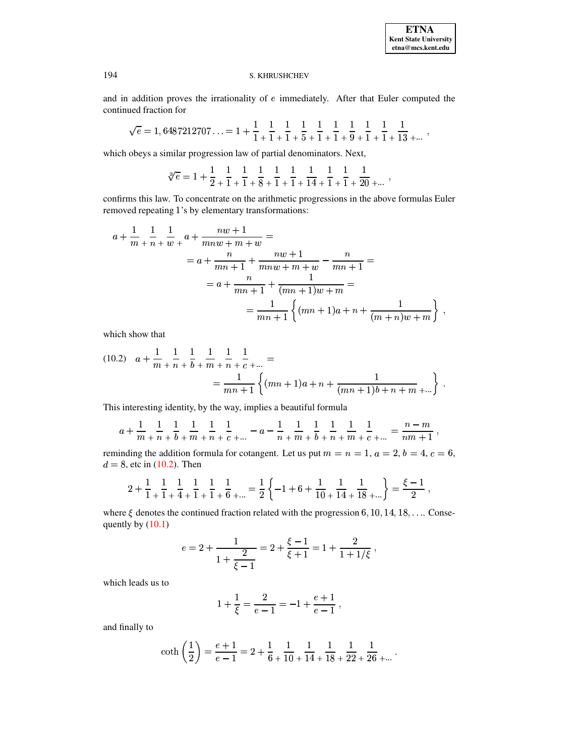and in addition proves the irrationality of $e$ immediately. After that Euler computed the continued fraction for

$$\sqrt{e} = 1,6487212707\ldots = 1 + \frac{1}{1+}\,\frac{1}{1+}\,\frac{1}{1+}\,\frac{1}{5+}\,\frac{1}{1+}\,\frac{1}{1+}\,\frac{1}{9+}\,\frac{1}{1+}\,\frac{1}{1+}\,\frac{1}{13+\ldots}\,,$$

which obeys a similar progression law of partial denominators. Next,

$$\sqrt[3]{e} = 1 + \frac{1}{2+}\,\frac{1}{1+}\,\frac{1}{1+}\,\frac{1}{8+}\,\frac{1}{1+}\,\frac{1}{1+}\,\frac{1}{14+}\,\frac{1}{1+}\,\frac{1}{1+}\,\frac{1}{20+\ldots}\,,$$

confirms this law. To concentrate on the arithmetic progressions in the above formulas Euler removed repeating 1's by elementary transformations:

$$\begin{aligned}
a + \frac{1}{m+}\,\frac{1}{n+}\,\frac{1}{w+}\;a + \frac{nw+1}{mnw+m+w} &= \\
&= a + \frac{n}{mn+1} + \frac{nw+1}{mnw+m+w} - \frac{n}{mn+1} = \\
&= a + \frac{n}{mn+1} + \frac{1}{(mn+1)w+m} = \\
&= \frac{1}{mn+1}\left\{(mn+1)a + n + \frac{1}{(m+n)w+m}\right\}\,,
\end{aligned}$$

which show that

$$\begin{aligned}
(10.2)\quad a + \frac{1}{m+}\,\frac{1}{n+}\,\frac{1}{b+}\,\frac{1}{m+}\,\frac{1}{n+}\,\frac{1}{c+\ldots} &= \\
&= \frac{1}{mn+1}\left\{(mn+1)a + n + \frac{1}{(mn+1)b+n+m+\ldots}\right\}\,.
\end{aligned}$$

This interesting identity, by the way, implies a beautiful formula

$$a + \frac{1}{m+}\,\frac{1}{n+}\,\frac{1}{b+}\,\frac{1}{m+}\,\frac{1}{n+}\,\frac{1}{c+\ldots} - a - \frac{1}{n+}\,\frac{1}{m+}\,\frac{1}{b+}\,\frac{1}{n+}\,\frac{1}{m+}\,\frac{1}{c+\ldots} = \frac{n-m}{nm+1}\,,$$

reminding the addition formula for cotangent. Let us put $m = n = 1$, $a = 2$, $b = 4$, $c = 6$, $d = 8$, etc in (10.2). Then

$$2 + \frac{1}{1+}\,\frac{1}{1+}\,\frac{1}{4+}\,\frac{1}{1+}\,\frac{1}{1+}\,\frac{1}{6+\ldots} = \frac{1}{2}\left\{-1 + 6 + \frac{1}{10+}\,\frac{1}{14+}\,\frac{1}{18+\ldots}\right\} = \frac{\xi - 1}{2}\,,$$

where $\xi$ denotes the continued fraction related with the progression $6, 10, 14, 18, \ldots$. Consequently by (10.1)

$$e = 2 + \cfrac{1}{1 + \cfrac{2}{\xi - 1}} = 2 + \frac{\xi - 1}{\xi + 1} = 1 + \frac{2}{1 + 1/\xi}\,,$$

which leads us to

$$1 + \frac{1}{\xi} = \frac{2}{e-1} = -1 + \frac{e+1}{e-1}\,,$$

and finally to

$$\coth\left(\frac{1}{2}\right) = \frac{e+1}{e-1} = 2 + \frac{1}{6+}\,\frac{1}{10+}\,\frac{1}{14+}\,\frac{1}{18+}\,\frac{1}{22+}\,\frac{1}{26+\ldots}\,.$$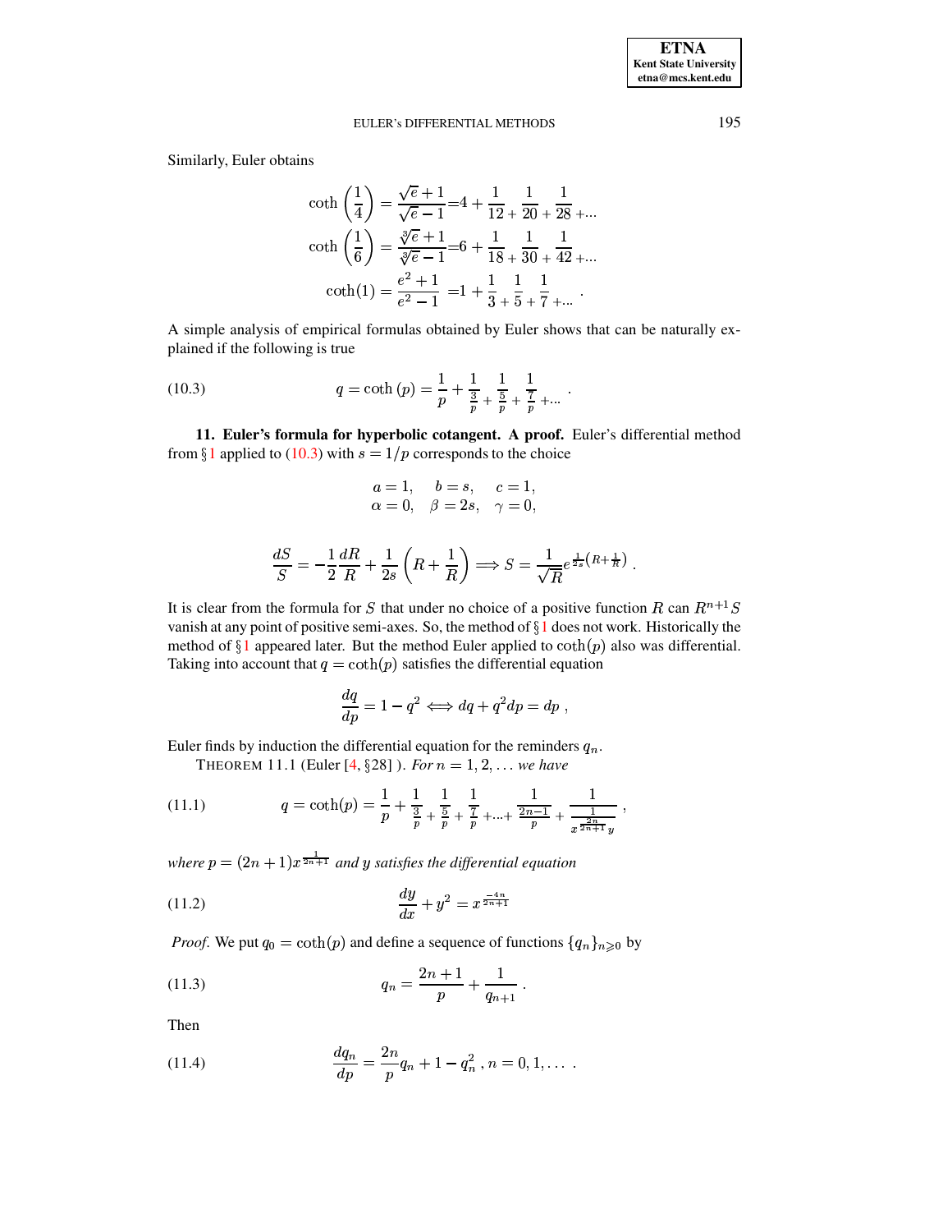Similarly, Euler obtains

$$\coth\left(\frac{1}{4}\right) = \frac{\sqrt{e}+1}{\sqrt{e}-1} = 4 + \frac{1}{12+}\frac{1}{20+}\frac{1}{28+}\ldots$$

$$\coth\left(\frac{1}{6}\right) = \frac{\sqrt[3]{e}+1}{\sqrt[3]{e}-1} = 6 + \frac{1}{18+}\frac{1}{30+}\frac{1}{42+}\ldots$$

$$\coth(1) = \frac{e^2+1}{e^2-1} = 1 + \frac{1}{3+}\frac{1}{5+}\frac{1}{7+}\ldots \ .$$

A simple analysis of empirical formulas obtained by Euler shows that can be naturally explained if the following is true

$$q = \coth(p) = \frac{1}{p} + \frac{1}{\frac{3}{p}+}\frac{1}{\frac{5}{p}+}\frac{1}{\frac{7}{p}+}\ldots \ . \tag{10.3}$$

**11. Euler's formula for hyperbolic cotangent. A proof.** Euler's differential method from §1 applied to (10.3) with $s = 1/p$ corresponds to the choice

$$\begin{aligned} a &= 1, \quad & b &= s, \quad & c &= 1, \\ \alpha &= 0, \quad & \beta &= 2s, \quad & \gamma &= 0, \end{aligned}$$

$$\frac{dS}{S} = -\frac{1}{2}\frac{dR}{R} + \frac{1}{2s}\left(R + \frac{1}{R}\right) \Longrightarrow S = \frac{1}{\sqrt{R}} e^{\frac{1}{2s}\left(R+\frac{1}{R}\right)} \ .$$

It is clear from the formula for $S$ that under no choice of a positive function $R$ can $R^{n+1}S$ vanish at any point of positive semi-axes. So, the method of §1 does not work. Historically the method of §1 appeared later. But the method Euler applied to $\coth(p)$ also was differential. Taking into account that $q = \coth(p)$ satisfies the differential equation

$$\frac{dq}{dp} = 1 - q^2 \iff dq + q^2 dp = dp \ ,$$

Euler finds by induction the differential equation for the reminders $q_n$.

THEOREM 11.1 (Euler [4, §28] ). *For* $n = 1, 2, \ldots$ *we have*

$$q = \coth(p) = \frac{1}{p} + \frac{1}{\frac{3}{p}+}\frac{1}{\frac{5}{p}+}\frac{1}{\frac{7}{p}+}\ldots + \frac{1}{\frac{2n-1}{p}+}\frac{1}{\frac{1}{x^{\frac{2n}{2n+1}}y}} \ , \tag{11.1}$$

*where* $p = (2n+1)x^{\frac{1}{2n+1}}$ *and* $y$ *satisfies the differential equation*

$$\frac{dy}{dx} + y^2 = x^{\frac{-4n}{2n+1}} \tag{11.2}$$

*Proof.* We put $q_0 = \coth(p)$ and define a sequence of functions $\{q_n\}_{n\geqslant 0}$ by

$$q_n = \frac{2n+1}{p} + \frac{1}{q_{n+1}} \ . \tag{11.3}$$

Then

$$\frac{dq_n}{dp} = \frac{2n}{p}q_n + 1 - q_n^2 \ , n = 0, 1, \ldots \ . \tag{11.4}$$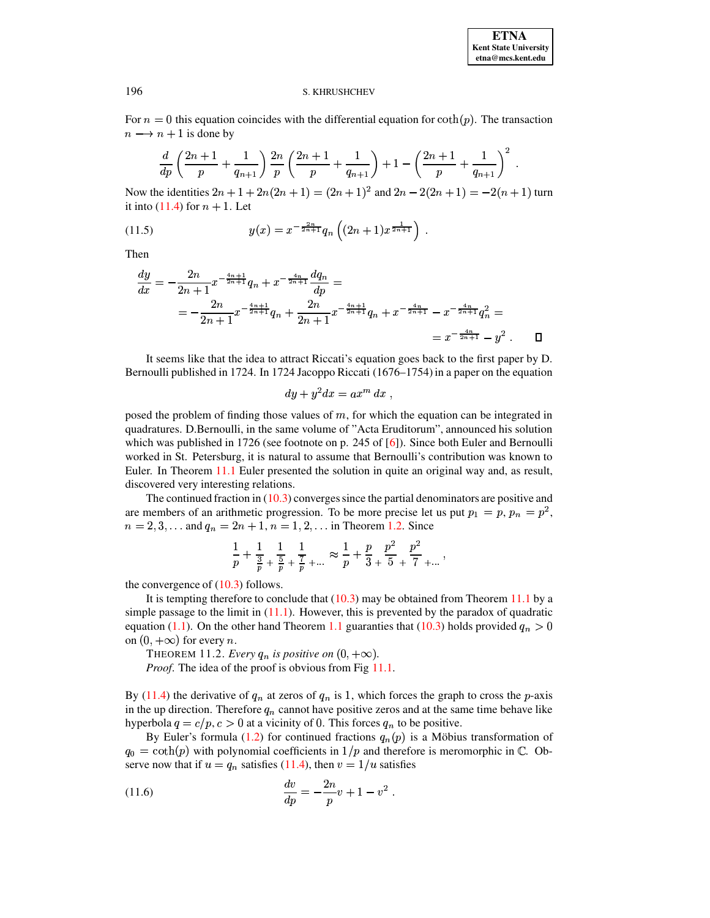For $n = 0$ this equation coincides with the differential equation for $\coth(p)$. The transaction $n \longrightarrow n+1$ is done by

$$\frac{d}{dp}\left(\frac{2n+1}{p}+\frac{1}{q_{n+1}}\right)\frac{2n}{p}\left(\frac{2n+1}{p}+\frac{1}{q_{n+1}}\right)+1-\left(\frac{2n+1}{p}+\frac{1}{q_{n+1}}\right)^2 .$$

Now the identities $2n+1+2n(2n+1) = (2n+1)^2$ and $2n - 2(2n+1) = -2(n+1)$ turn it into (11.4) for $n+1$. Let

$$y(x) = x^{-\frac{2n}{2n+1}} q_n\left((2n+1)x^{\frac{1}{2n+1}}\right) . \tag{11.5}$$

Then

$$\begin{aligned}\frac{dy}{dx} &= -\frac{2n}{2n+1}x^{-\frac{4n+1}{2n+1}}q_n + x^{-\frac{4n}{2n+1}}\frac{dq_n}{dp} = \\ &= -\frac{2n}{2n+1}x^{-\frac{4n+1}{2n+1}}q_n + \frac{2n}{2n+1}x^{-\frac{4n+1}{2n+1}}q_n + x^{-\frac{4n}{2n+1}} - x^{-\frac{4n}{2n+1}}q_n^2 = \\ &= x^{-\frac{4n}{2n+1}} - y^2 . \qquad \square\end{aligned}$$

It seems like that the idea to attract Riccati's equation goes back to the first paper by D. Bernoulli published in 1724. In 1724 Jacoppo Riccati (1676–1754) in a paper on the equation

$$dy + y^2 dx = ax^m\, dx ,$$

posed the problem of finding those values of $m$, for which the equation can be integrated in quadratures. D.Bernoulli, in the same volume of "Acta Eruditorum", announced his solution which was published in 1726 (see footnote on p. 245 of [6]). Since both Euler and Bernoulli worked in St. Petersburg, it is natural to assume that Bernoulli's contribution was known to Euler. In Theorem 11.1 Euler presented the solution in quite an original way and, as result, discovered very interesting relations.

The continued fraction in (10.3) converges since the partial denominators are positive and are members of an arithmetic progression. To be more precise let us put $p_1 = p$, $p_n = p^2$, $n = 2, 3, \ldots$ and $q_n = 2n+1$, $n = 1, 2, \ldots$ in Theorem 1.2. Since

$$\frac{1}{p}+\frac{1}{\frac{3}{p}}\,\frac{1}{+\,\frac{5}{p}}\,\frac{1}{+\,\frac{7}{p}}+\ldots \approx \frac{1}{p}+\frac{p}{3}\,\frac{p^2}{+\,5}\,\frac{p^2}{+\,7}+\ldots ,$$

the convergence of (10.3) follows.

It is tempting therefore to conclude that (10.3) may be obtained from Theorem 11.1 by a simple passage to the limit in (11.1). However, this is prevented by the paradox of quadratic equation (1.1). On the other hand Theorem 1.1 guaranties that (10.3) holds provided $q_n > 0$ on $(0, +\infty)$ for every $n$.

THEOREM 11.2. *Every $q_n$ is positive on $(0, +\infty)$.*

*Proof.* The idea of the proof is obvious from Fig 11.1.

By (11.4) the derivative of $q_n$ at zeros of $q_n$ is 1, which forces the graph to cross the $p$-axis in the up direction. Therefore $q_n$ cannot have positive zeros and at the same time behave like hyperbola $q = c/p$, $c > 0$ at a vicinity of 0. This forces $q_n$ to be positive.

By Euler's formula (1.2) for continued fractions $q_n(p)$ is a Möbius transformation of $q_0 = \coth(p)$ with polynomial coefficients in $1/p$ and therefore is meromorphic in $\mathbb{C}$. Observe now that if $u = q_n$ satisfies (11.4), then $v = 1/u$ satisfies

$$\frac{dv}{dp} = -\frac{2n}{p}v + 1 - v^2 . \tag{11.6}$$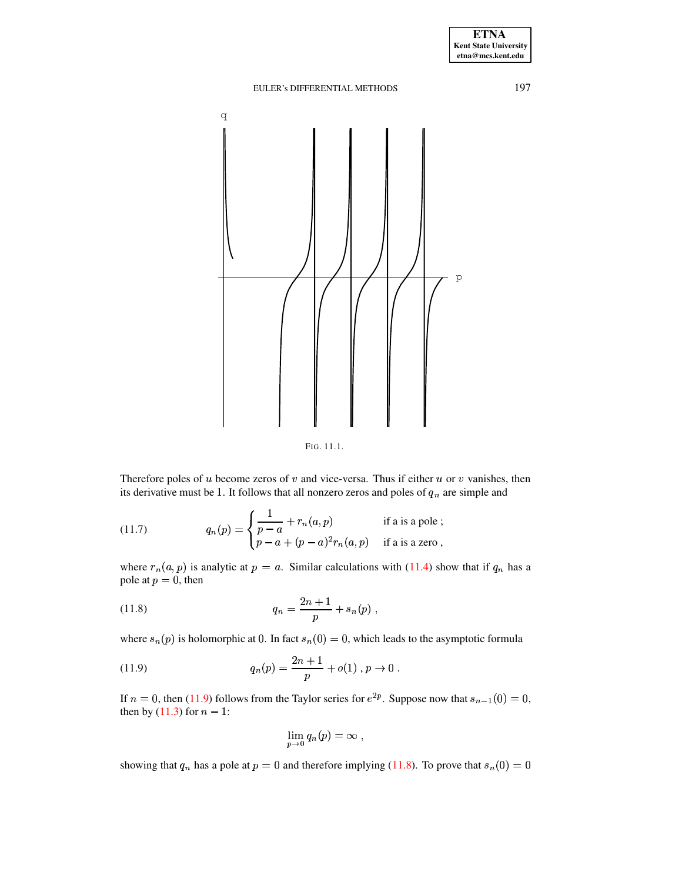FIG. 11.1.

Therefore poles of $u$ become zeros of $v$ and vice-versa. Thus if either $u$ or $v$ vanishes, then its derivative must be 1. It follows that all nonzero zeros and poles of $q_n$ are simple and

$$q_n(p) = \begin{cases} \dfrac{1}{p-a} + r_n(a,p) & \text{if a is a pole ;} \\ p - a + (p-a)^2 r_n(a,p) & \text{if a is a zero ,} \end{cases} \tag{11.7}$$

where $r_n(a,p)$ is analytic at $p = a$. Similar calculations with (11.4) show that if $q_n$ has a pole at $p = 0$, then

$$q_n = \frac{2n+1}{p} + s_n(p) \ , \tag{11.8}$$

where $s_n(p)$ is holomorphic at 0. In fact $s_n(0) = 0$, which leads to the asymptotic formula

$$q_n(p) = \frac{2n+1}{p} + o(1) \ , p \to 0 \ . \tag{11.9}$$

If $n = 0$, then (11.9) follows from the Taylor series for $e^{2p}$. Suppose now that $s_{n-1}(0) = 0$, then by (11.3) for $n - 1$:

$$\lim_{p \to 0} q_n(p) = \infty \ ,$$

showing that $q_n$ has a pole at $p = 0$ and therefore implying (11.8). To prove that $s_n(0) = 0$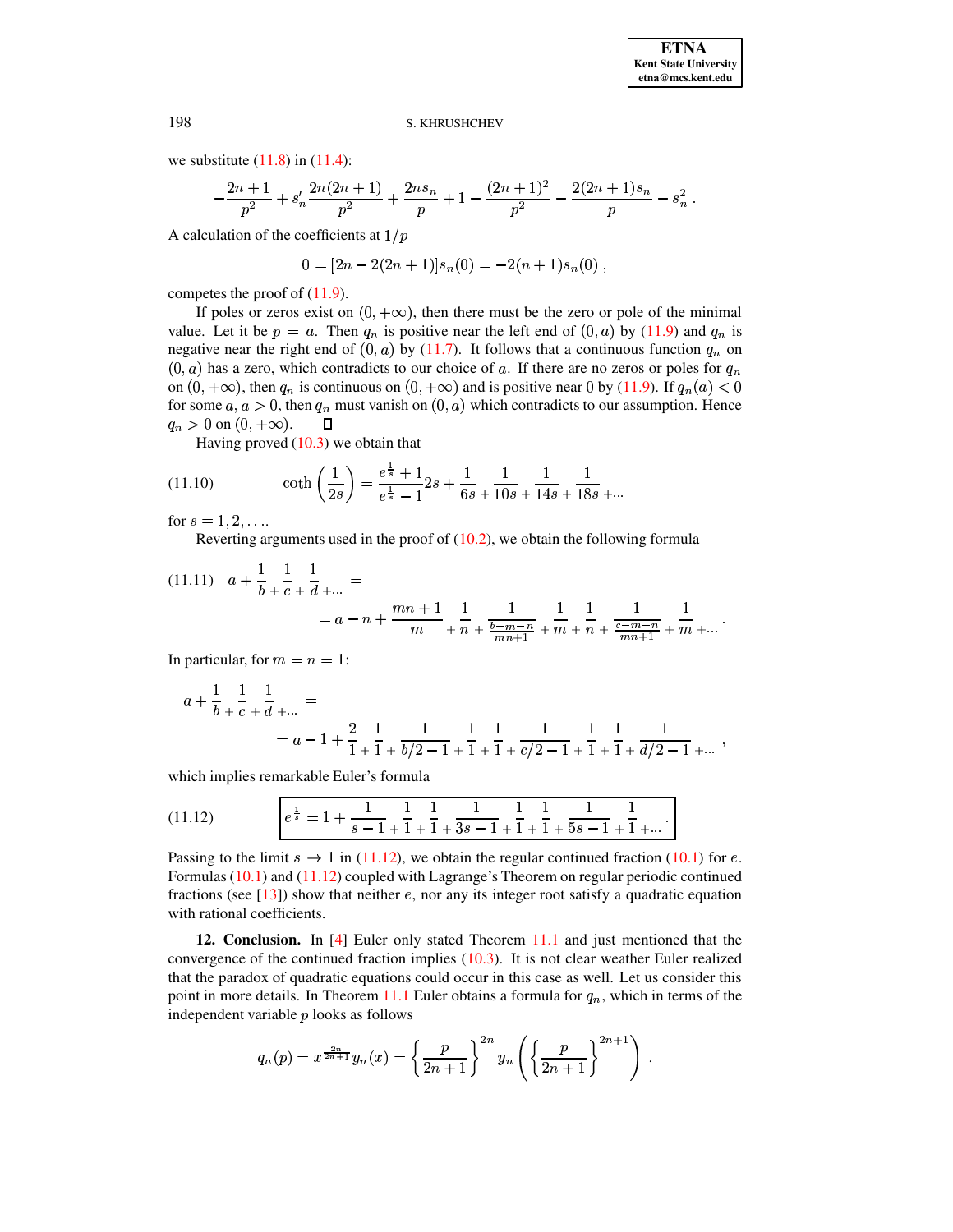we substitute (11.8) in (11.4):

$$-\frac{2n+1}{p^2} + s_n' \frac{2n(2n+1)}{p^2} + \frac{2ns_n}{p} + 1 - \frac{(2n+1)^2}{p^2} - \frac{2(2n+1)s_n}{p} - s_n^2 .$$

A calculation of the coefficients at $1/p$

$$0 = [2n - 2(2n+1)]s_n(0) = -2(n+1)s_n(0) ,$$

competes the proof of (11.9).

If poles or zeros exist on $(0,+\infty)$, then there must be the zero or pole of the minimal value. Let it be $p = a$. Then $q_n$ is positive near the left end of $(0,a)$ by (11.9) and $q_n$ is negative near the right end of $(0,a)$ by (11.7). It follows that a continuous function $q_n$ on $(0,a)$ has a zero, which contradicts to our choice of $a$. If there are no zeros or poles for $q_n$ on $(0,+\infty)$, then $q_n$ is continuous on $(0,+\infty)$ and is positive near 0 by (11.9). If $q_n(a) < 0$ for some $a$, $a > 0$, then $q_n$ must vanish on $(0,a)$ which contradicts to our assumption. Hence $q_n > 0$ on $(0,+\infty)$. ◻

Having proved (10.3) we obtain that

$$\coth\left(\frac{1}{2s}\right) = \frac{e^{\frac{1}{s}}+1}{e^{\frac{1}{s}}-1} 2s + \frac{1}{6s} + \frac{1}{10s} + \frac{1}{14s} + \frac{1}{18s} + \dots \tag{11.10}$$

for $s = 1, 2, \dots$.

Reverting arguments used in the proof of (10.2), we obtain the following formula

$$a + \frac{1}{b} + \frac{1}{c} + \frac{1}{d} + \dots = \tag{11.11}$$
$$= a - n + \frac{mn+1}{m} + \frac{1}{n} + \frac{1}{\frac{b-m-n}{mn+1}} + \frac{1}{m} + \frac{1}{n} + \frac{1}{\frac{c-m-n}{mn+1}} + \frac{1}{m} + \dots .$$

In particular, for $m = n = 1$:

$$a + \frac{1}{b} + \frac{1}{c} + \frac{1}{d} + \dots =$$
$$= a - 1 + \frac{2}{1} + \frac{1}{1} + \frac{1}{b/2-1} + \frac{1}{1} + \frac{1}{1} + \frac{1}{c/2-1} + \frac{1}{1} + \frac{1}{1} + \frac{1}{d/2-1} + \dots ,$$

which implies remarkable Euler's formula

$$\boxed{e^{\frac{1}{s}} = 1 + \frac{1}{s-1} + \frac{1}{1} + \frac{1}{1} + \frac{1}{3s-1} + \frac{1}{1} + \frac{1}{1} + \frac{1}{5s-1} + \frac{1}{1} + \dots} \tag{11.12}$$

Passing to the limit $s \to 1$ in (11.12), we obtain the regular continued fraction (10.1) for $e$. Formulas (10.1) and (11.12) coupled with Lagrange's Theorem on regular periodic continued fractions (see [13]) show that neither $e$, nor any its integer root satisfy a quadratic equation with rational coefficients.

**12. Conclusion.** In [4] Euler only stated Theorem 11.1 and just mentioned that the convergence of the continued fraction implies (10.3). It is not clear weather Euler realized that the paradox of quadratic equations could occur in this case as well. Let us consider this point in more details. In Theorem 11.1 Euler obtains a formula for $q_n$, which in terms of the independent variable $p$ looks as follows

$$q_n(p) = x^{\frac{2n}{2n+1}} y_n(x) = \left\{\frac{p}{2n+1}\right\}^{2n} y_n\left(\left\{\frac{p}{2n+1}\right\}^{2n+1}\right) .$$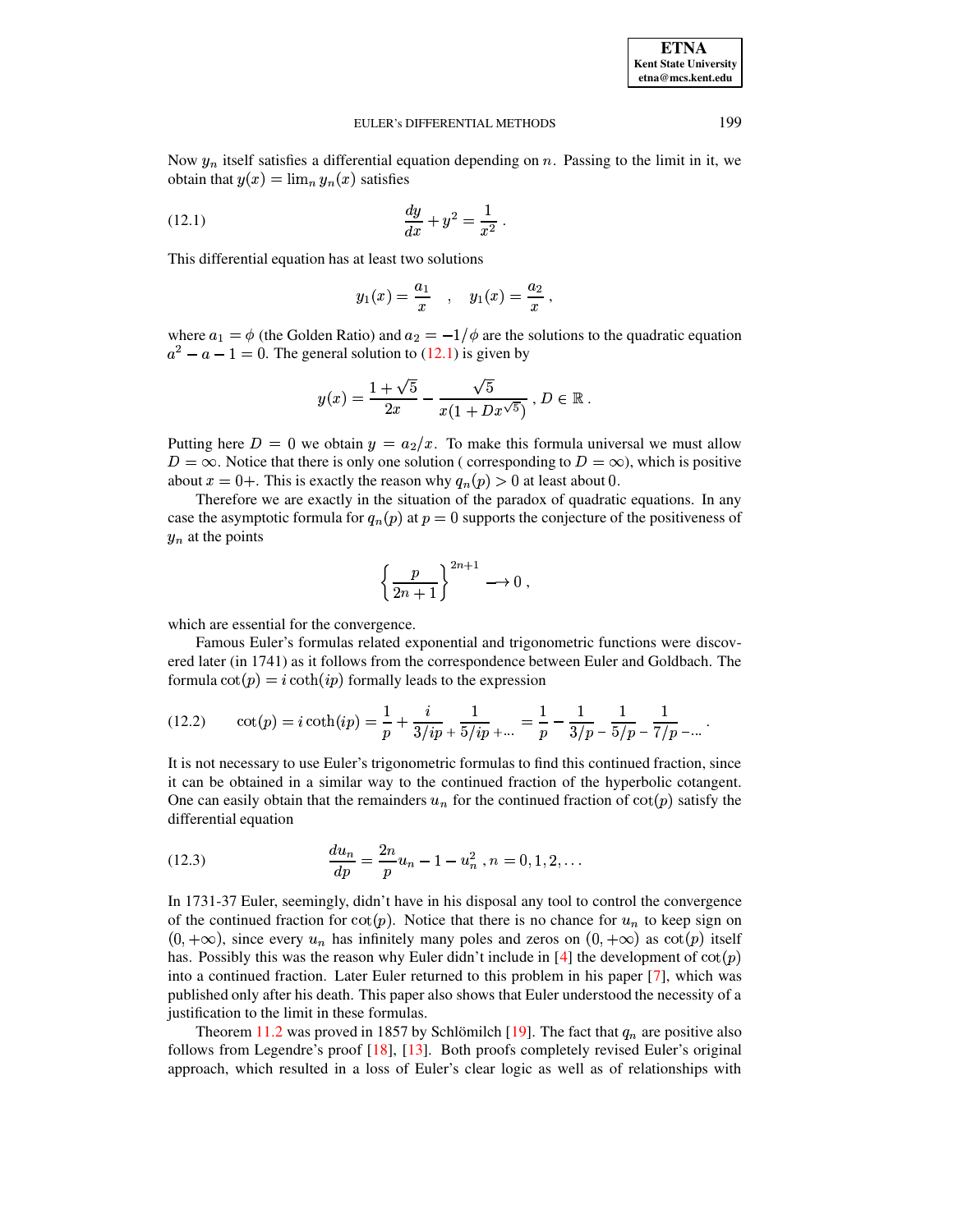Now $y_n$ itself satisfies a differential equation depending on $n$. Passing to the limit in it, we obtain that $y(x) = \lim_n y_n(x)$ satisfies

$$\frac{dy}{dx} + y^2 = \frac{1}{x^2} \,. \tag{12.1}$$

This differential equation has at least two solutions

$$y_1(x) = \frac{a_1}{x} \quad , \quad y_1(x) = \frac{a_2}{x} \,,$$

where $a_1 = \phi$ (the Golden Ratio) and $a_2 = -1/\phi$ are the solutions to the quadratic equation $a^2 - a - 1 = 0$. The general solution to (12.1) is given by

$$y(x) = \frac{1+\sqrt{5}}{2x} - \frac{\sqrt{5}}{x(1 + Dx^{\sqrt{5}})} \,, D \in \mathbb{R} \,.$$

Putting here $D = 0$ we obtain $y = a_2/x$. To make this formula universal we must allow $D = \infty$. Notice that there is only one solution ( corresponding to $D = \infty$), which is positive about $x = 0+$. This is exactly the reason why $q_n(p) > 0$ at least about $0$.

Therefore we are exactly in the situation of the paradox of quadratic equations. In any case the asymptotic formula for $q_n(p)$ at $p = 0$ supports the conjecture of the positiveness of $y_n$ at the points

$$\left\{ \frac{p}{2n+1} \right\}^{2n+1} \longrightarrow 0 \,,$$

which are essential for the convergence.

Famous Euler's formulas related exponential and trigonometric functions were discovered later (in 1741) as it follows from the correspondence between Euler and Goldbach. The formula $\cot(p) = i \coth(ip)$ formally leads to the expression

$$\cot(p) = i \coth(ip) = \frac{1}{p} + \frac{i}{3/ip +} \frac{1}{5/ip + \dots} = \frac{1}{p} - \frac{1}{3/p -} \frac{1}{5/p -} \frac{1}{7/p - \dots} \,. \tag{12.2}$$

It is not necessary to use Euler's trigonometric formulas to find this continued fraction, since it can be obtained in a similar way to the continued fraction of the hyperbolic cotangent. One can easily obtain that the remainders $u_n$ for the continued fraction of $\cot(p)$ satisfy the differential equation

$$\frac{du_n}{dp} = \frac{2n}{p} u_n - 1 - u_n^2 \,, n = 0, 1, 2, \dots \tag{12.3}$$

In 1731-37 Euler, seemingly, didn't have in his disposal any tool to control the convergence of the continued fraction for $\cot(p)$. Notice that there is no chance for $u_n$ to keep sign on $(0, +\infty)$, since every $u_n$ has infinitely many poles and zeros on $(0, +\infty)$ as $\cot(p)$ itself has. Possibly this was the reason why Euler didn't include in [4] the development of $\cot(p)$ into a continued fraction. Later Euler returned to this problem in his paper [7], which was published only after his death. This paper also shows that Euler understood the necessity of a justification to the limit in these formulas.

Theorem 11.2 was proved in 1857 by Schlömilch [19]. The fact that $q_n$ are positive also follows from Legendre's proof [18], [13]. Both proofs completely revised Euler's original approach, which resulted in a loss of Euler's clear logic as well as of relationships with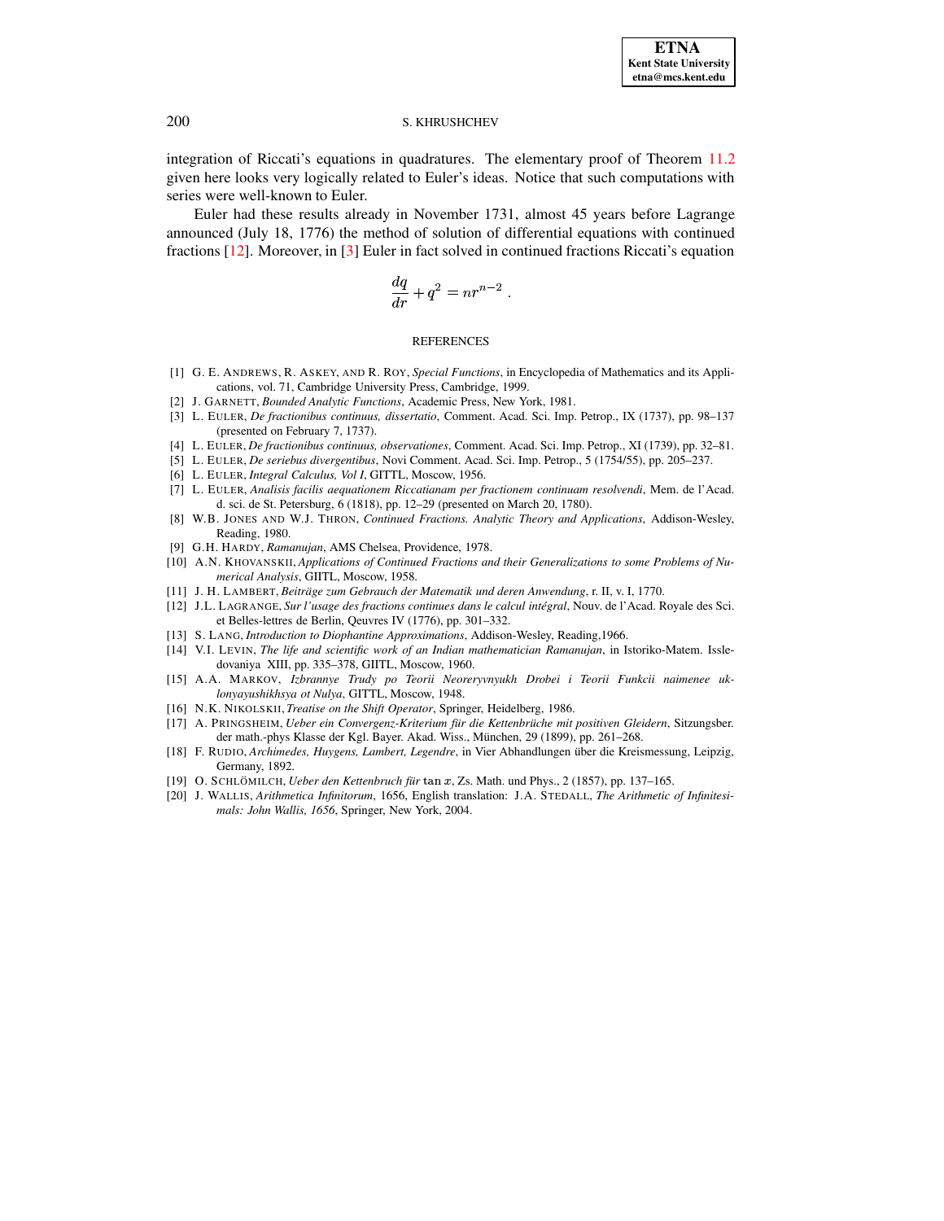integration of Riccati's equations in quadratures. The elementary proof of Theorem 11.2 given here looks very logically related to Euler's ideas. Notice that such computations with series were well-known to Euler.

Euler had these results already in November 1731, almost 45 years before Lagrange announced (July 18, 1776) the method of solution of differential equations with continued fractions [12]. Moreover, in [3] Euler in fact solved in continued fractions Riccati's equation

$$\frac{dq}{dr} + q^2 = nr^{n-2} \ .$$

## REFERENCES

[1] G. E. ANDREWS, R. ASKEY, AND R. ROY, *Special Functions*, in Encyclopedia of Mathematics and its Applications, vol. 71, Cambridge University Press, Cambridge, 1999.

[2] J. GARNETT, *Bounded Analytic Functions*, Academic Press, New York, 1981.

[3] L. EULER, *De fractionibus continuus, dissertatio*, Comment. Acad. Sci. Imp. Petrop., IX (1737), pp. 98–137 (presented on February 7, 1737).

[4] L. EULER, *De fractionibus continuus, observationes*, Comment. Acad. Sci. Imp. Petrop., XI (1739), pp. 32–81.

[5] L. EULER, *De seriebus divergentibus*, Novi Comment. Acad. Sci. Imp. Petrop., 5 (1754/55), pp. 205–237.

[6] L. EULER, *Integral Calculus, Vol I*, GITTL, Moscow, 1956.

[7] L. EULER, *Analisis facilis aequationem Riccatianam per fractionem continuam resolvendi*, Mem. de l'Acad. d. sci. de St. Petersburg, 6 (1818), pp. 12–29 (presented on March 20, 1780).

[8] W.B. JONES AND W.J. THRON, *Continued Fractions. Analytic Theory and Applications*, Addison-Wesley, Reading, 1980.

[9] G.H. HARDY, *Ramanujan*, AMS Chelsea, Providence, 1978.

[10] A.N. KHOVANSKII, *Applications of Continued Fractions and their Generalizations to some Problems of Numerical Analysis*, GIITL, Moscow, 1958.

[11] J. H. LAMBERT, *Beiträge zum Gebrauch der Matematik und deren Anwendung*, r. II, v. I, 1770.

[12] J.L. LAGRANGE, *Sur l'usage des fractions continues dans le calcul intégral*, Nouv. de l'Acad. Royale des Sci. et Belles-lettres de Berlin, Qeuvres IV (1776), pp. 301–332.

[13] S. LANG, *Introduction to Diophantine Approximations*, Addison-Wesley, Reading,1966.

[14] V.I. LEVIN, *The life and scientific work of an Indian mathematician Ramanujan*, in Istoriko-Matem. Issledovaniya XIII, pp. 335–378, GIITL, Moscow, 1960.

[15] A.A. MARKOV, *Izbrannye Trudy po Teorii Neoreryvnyukh Drobei i Teorii Funkcii naimenee uklonyayushikhsya ot Nulya*, GITTL, Moscow, 1948.

[16] N.K. NIKOLSKII, *Treatise on the Shift Operator*, Springer, Heidelberg, 1986.

[17] A. PRINGSHEIM, *Ueber ein Convergenz-Kriterium für die Kettenbrüche mit positiven Gleidern*, Sitzungsber. der math.-phys Klasse der Kgl. Bayer. Akad. Wiss., München, 29 (1899), pp. 261–268.

[18] F. RUDIO, *Archimedes, Huygens, Lambert, Legendre*, in Vier Abhandlungen über die Kreismessung, Leipzig, Germany, 1892.

[19] O. SCHLÖMILCH, *Ueber den Kettenbruch für* $\tan x$, Zs. Math. und Phys., 2 (1857), pp. 137–165.

[20] J. WALLIS, *Arithmetica Infinitorum*, 1656, English translation: J.A. STEDALL, *The Arithmetic of Infinitesimals: John Wallis, 1656*, Springer, New York, 2004.